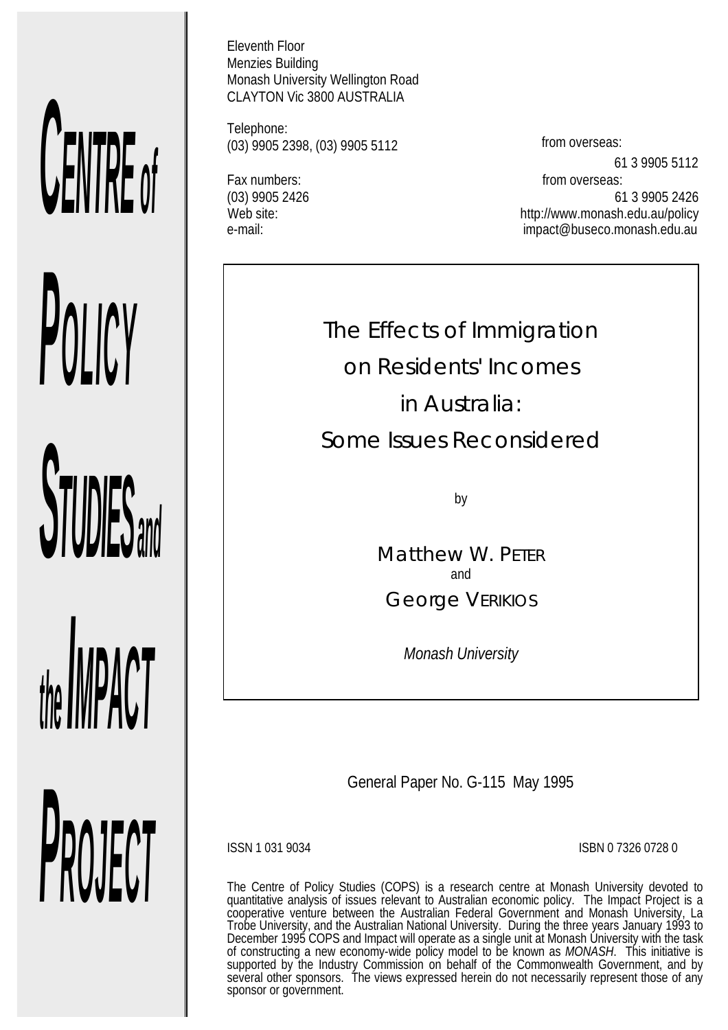**CENTRE of POLICY STUDIES and the IMPACT PROJECT**

Eleventh Floor
Menzies Building
Monash University Wellington Road
CLAYTON Vic 3800 AUSTRALIA

Telephone:
(03) 9905 2398, (03) 9905 5112 from overseas: 61 3 9905 5112

Fax numbers:
(03) 9905 2426 from overseas: 61 3 9905 2426

Web site: http://www.monash.edu.au/policy

e-mail: impact@buseco.monash.edu.au

# The Effects of Immigration on Residents' Incomes in Australia: Some Issues Reconsidered

by

Matthew W. PETER

and

George VERIKIOS

*Monash University*

General Paper No. G-115 May 1995

ISSN 1 031 9034 ISBN 0 7326 0728 0

The Centre of Policy Studies (COPS) is a research centre at Monash University devoted to quantitative analysis of issues relevant to Australian economic policy. The Impact Project is a cooperative venture between the Australian Federal Government and Monash University, La Trobe University, and the Australian National University. During the three years January 1993 to December 1995 COPS and Impact will operate as a single unit at Monash University with the task of constructing a new economy-wide policy model to be known as *MONASH*. This initiative is supported by the Industry Commission on behalf of the Commonwealth Government, and by several other sponsors. The views expressed herein do not necessarily represent those of any sponsor or government.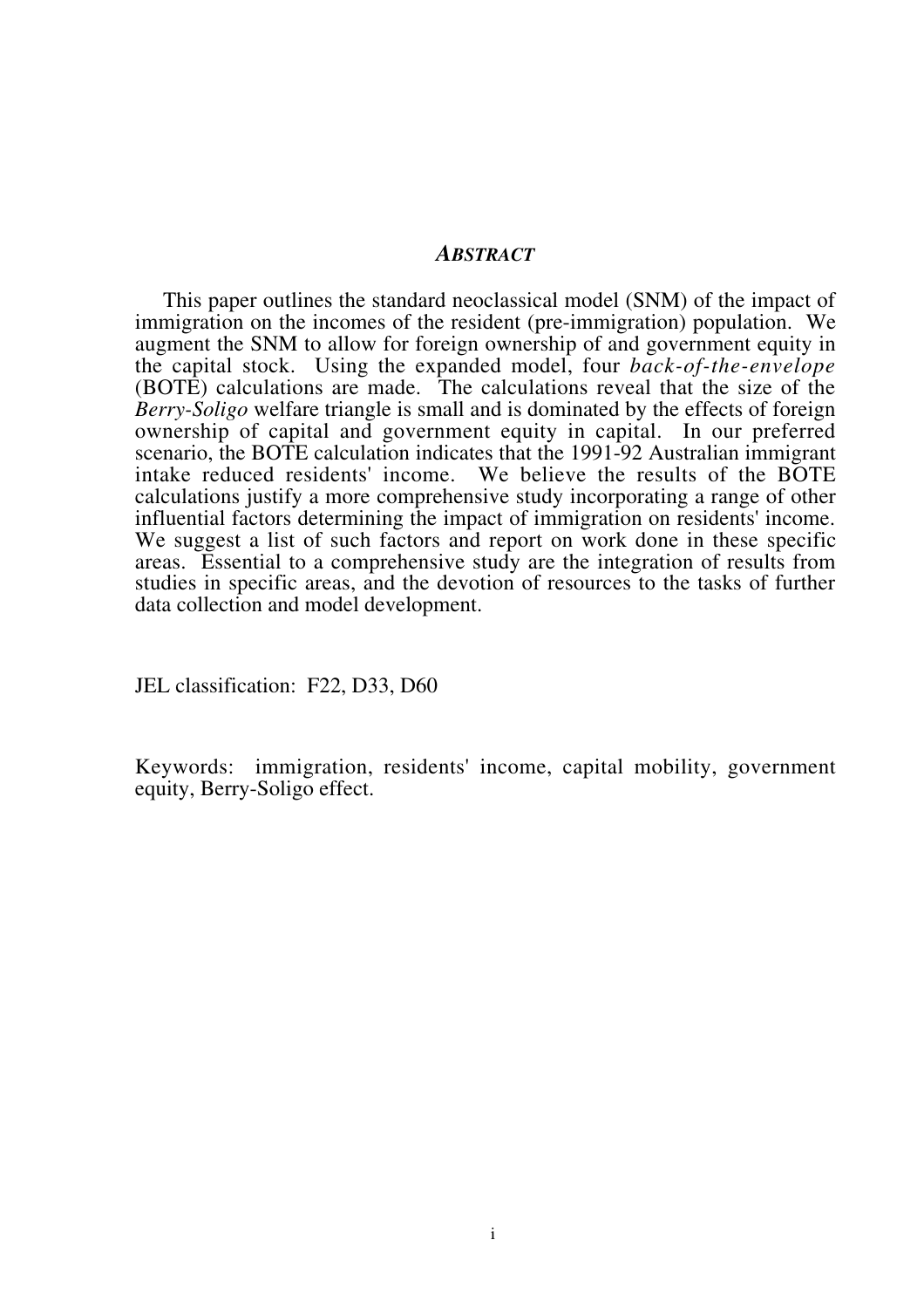## *ABSTRACT*

This paper outlines the standard neoclassical model (SNM) of the impact of immigration on the incomes of the resident (pre-immigration) population. We augment the SNM to allow for foreign ownership of and government equity in the capital stock. Using the expanded model, four *back-of-the-envelope* (BOTE) calculations are made. The calculations reveal that the size of the *Berry-Soligo* welfare triangle is small and is dominated by the effects of foreign ownership of capital and government equity in capital. In our preferred scenario, the BOTE calculation indicates that the 1991-92 Australian immigrant intake reduced residents' income. We believe the results of the BOTE calculations justify a more comprehensive study incorporating a range of other influential factors determining the impact of immigration on residents' income. We suggest a list of such factors and report on work done in these specific areas. Essential to a comprehensive study are the integration of results from studies in specific areas, and the devotion of resources to the tasks of further data collection and model development.

JEL classification: F22, D33, D60

Keywords: immigration, residents' income, capital mobility, government equity, Berry-Soligo effect.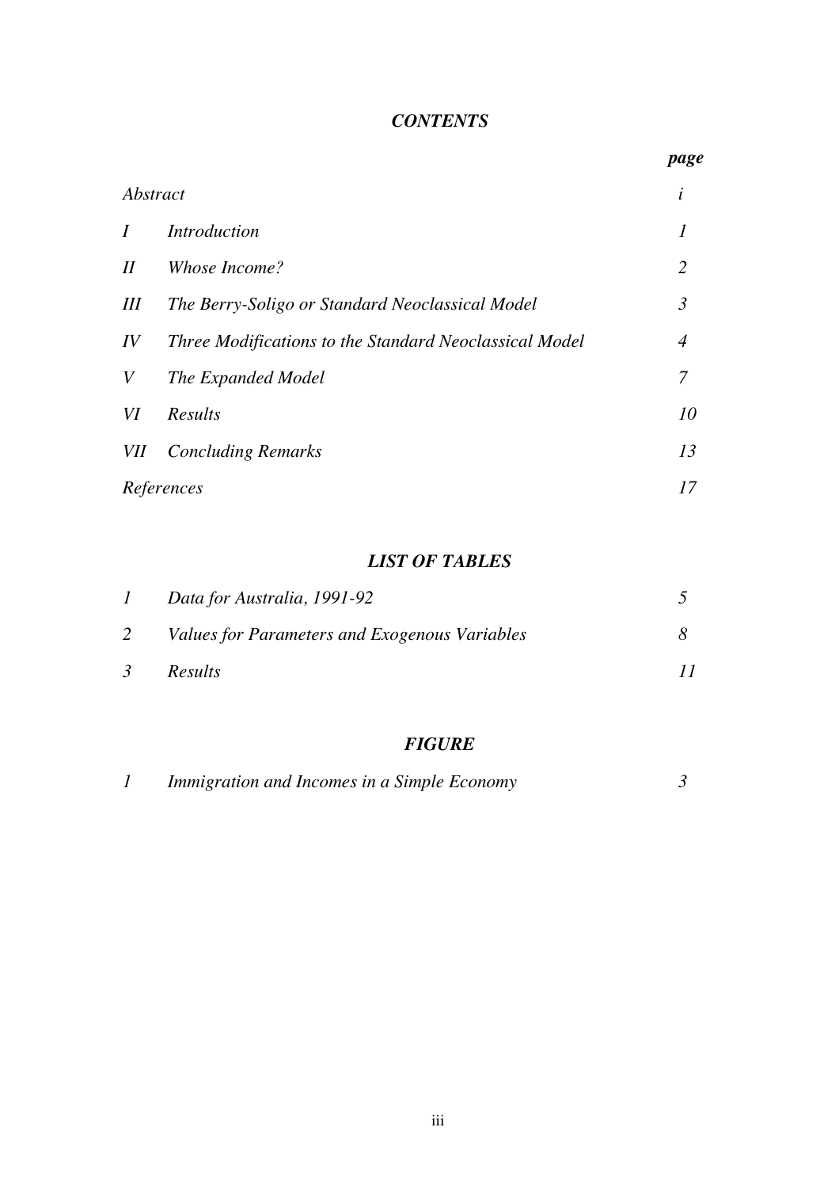# *CONTENTS*

| | | *page* |
|---|---|---|
| *Abstract* | | *i* |
| *I* | *Introduction* | *1* |
| *II* | *Whose Income?* | *2* |
| *III* | *The Berry-Soligo or Standard Neoclassical Model* | *3* |
| *IV* | *Three Modifications to the Standard Neoclassical Model* | *4* |
| *V* | *The Expanded Model* | *7* |
| *VI* | *Results* | *10* |
| *VII* | *Concluding Remarks* | *13* |
| *References* | | *17* |

## *LIST OF TABLES*

| | | |
|---|---|---|
| *1* | *Data for Australia, 1991-92* | *5* |
| *2* | *Values for Parameters and Exogenous Variables* | *8* |
| *3* | *Results* | *11* |

## *FIGURE*

| | | |
|---|---|---|
| *1* | *Immigration and Incomes in a Simple Economy* | *3* |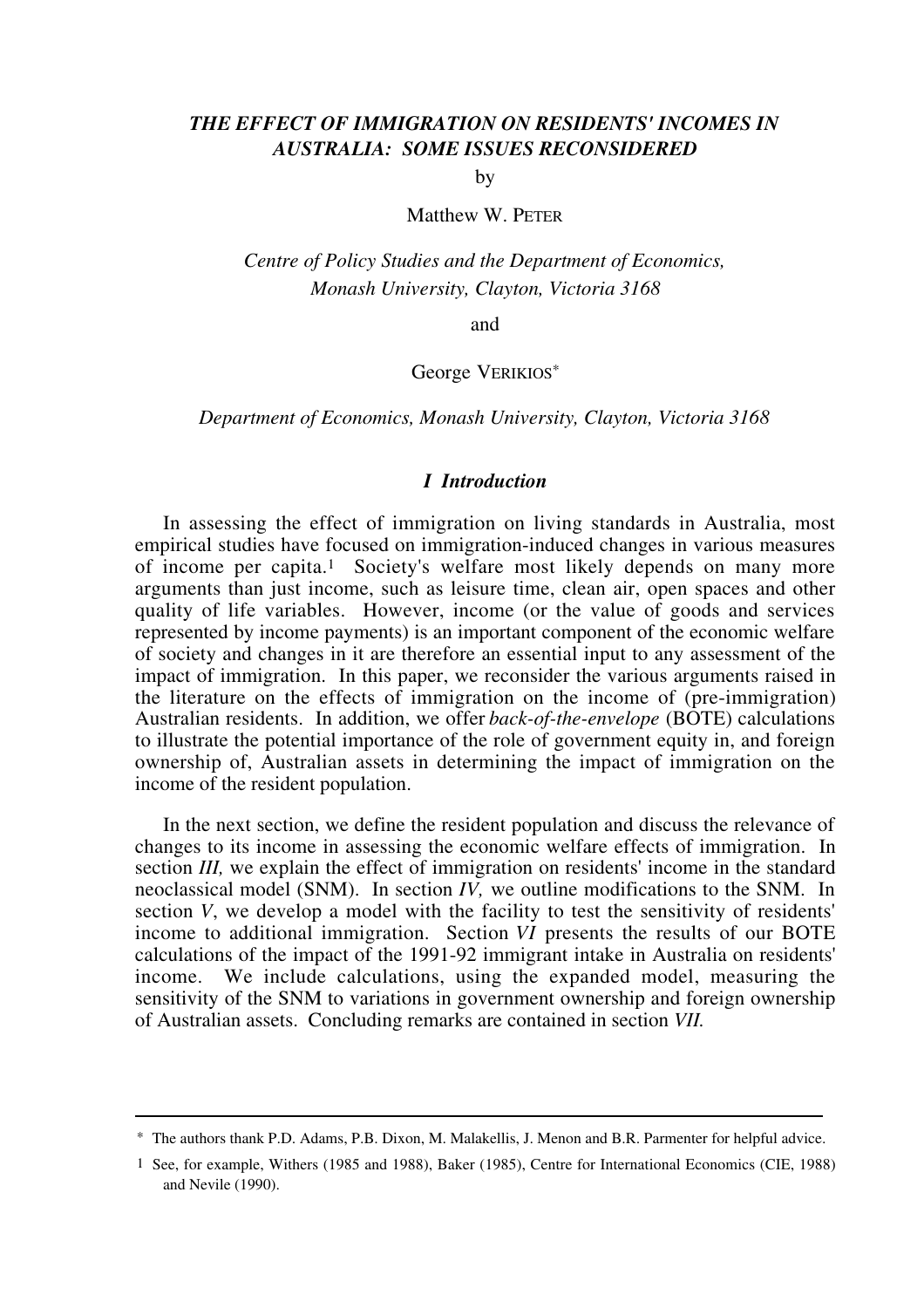# *THE EFFECT OF IMMIGRATION ON RESIDENTS' INCOMES IN AUSTRALIA: SOME ISSUES RECONSIDERED*

by

Matthew W. PETER

*Centre of Policy Studies and the Department of Economics, Monash University, Clayton, Victoria 3168*

and

George VERIKIOS*

*Department of Economics, Monash University, Clayton, Victoria 3168*

## *I Introduction*

In assessing the effect of immigration on living standards in Australia, most empirical studies have focused on immigration-induced changes in various measures of income per capita.[1] Society's welfare most likely depends on many more arguments than just income, such as leisure time, clean air, open spaces and other quality of life variables. However, income (or the value of goods and services represented by income payments) is an important component of the economic welfare of society and changes in it are therefore an essential input to any assessment of the impact of immigration. In this paper, we reconsider the various arguments raised in the literature on the effects of immigration on the income of (pre-immigration) Australian residents. In addition, we offer *back-of-the-envelope* (BOTE) calculations to illustrate the potential importance of the role of government equity in, and foreign ownership of, Australian assets in determining the impact of immigration on the income of the resident population.

In the next section, we define the resident population and discuss the relevance of changes to its income in assessing the economic welfare effects of immigration. In section *III,* we explain the effect of immigration on residents' income in the standard neoclassical model (SNM). In section *IV,* we outline modifications to the SNM. In section *V*, we develop a model with the facility to test the sensitivity of residents' income to additional immigration. Section *VI* presents the results of our BOTE calculations of the impact of the 1991-92 immigrant intake in Australia on residents' income. We include calculations, using the expanded model, measuring the sensitivity of the SNM to variations in government ownership and foreign ownership of Australian assets. Concluding remarks are contained in section *VII.*

---

* The authors thank P.D. Adams, P.B. Dixon, M. Malakellis, J. Menon and B.R. Parmenter for helpful advice.

[1] See, for example, Withers (1985 and 1988), Baker (1985), Centre for International Economics (CIE, 1988) and Nevile (1990).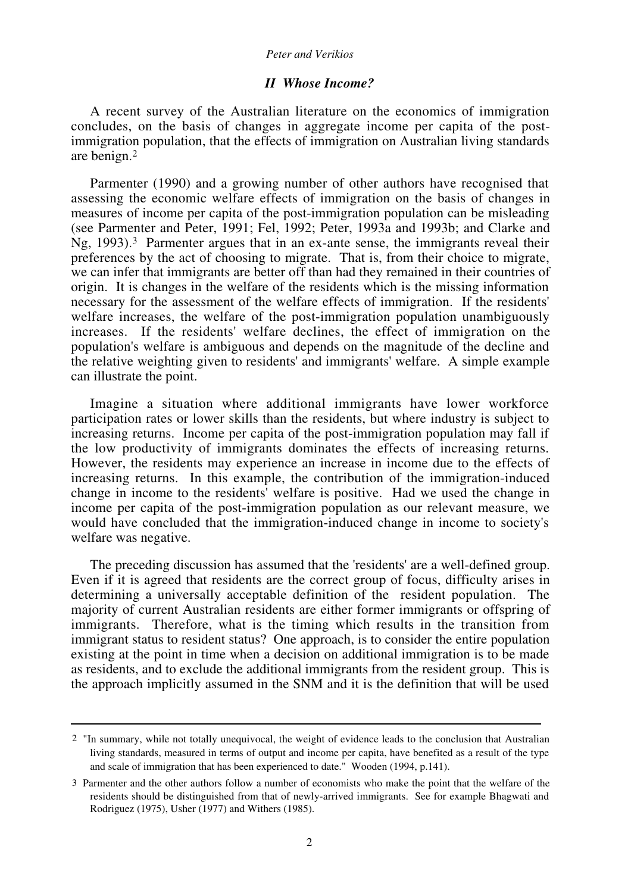## *II Whose Income?*

A recent survey of the Australian literature on the economics of immigration concludes, on the basis of changes in aggregate income per capita of the post-immigration population, that the effects of immigration on Australian living standards are benign.[2]

Parmenter (1990) and a growing number of other authors have recognised that assessing the economic welfare effects of immigration on the basis of changes in measures of income per capita of the post-immigration population can be misleading (see Parmenter and Peter, 1991; Fel, 1992; Peter, 1993a and 1993b; and Clarke and Ng, 1993).[3] Parmenter argues that in an ex-ante sense, the immigrants reveal their preferences by the act of choosing to migrate. That is, from their choice to migrate, we can infer that immigrants are better off than had they remained in their countries of origin. It is changes in the welfare of the residents which is the missing information necessary for the assessment of the welfare effects of immigration. If the residents' welfare increases, the welfare of the post-immigration population unambiguously increases. If the residents' welfare declines, the effect of immigration on the population's welfare is ambiguous and depends on the magnitude of the decline and the relative weighting given to residents' and immigrants' welfare. A simple example can illustrate the point.

Imagine a situation where additional immigrants have lower workforce participation rates or lower skills than the residents, but where industry is subject to increasing returns. Income per capita of the post-immigration population may fall if the low productivity of immigrants dominates the effects of increasing returns. However, the residents may experience an increase in income due to the effects of increasing returns. In this example, the contribution of the immigration-induced change in income to the residents' welfare is positive. Had we used the change in income per capita of the post-immigration population as our relevant measure, we would have concluded that the immigration-induced change in income to society's welfare was negative.

The preceding discussion has assumed that the 'residents' are a well-defined group. Even if it is agreed that residents are the correct group of focus, difficulty arises in determining a universally acceptable definition of the resident population. The majority of current Australian residents are either former immigrants or offspring of immigrants. Therefore, what is the timing which results in the transition from immigrant status to resident status? One approach, is to consider the entire population existing at the point in time when a decision on additional immigration is to be made as residents, and to exclude the additional immigrants from the resident group. This is the approach implicitly assumed in the SNM and it is the definition that will be used

---

[2] "In summary, while not totally unequivocal, the weight of evidence leads to the conclusion that Australian living standards, measured in terms of output and income per capita, have benefited as a result of the type and scale of immigration that has been experienced to date." Wooden (1994, p.141).

[3] Parmenter and the other authors follow a number of economists who make the point that the welfare of the residents should be distinguished from that of newly-arrived immigrants. See for example Bhagwati and Rodriguez (1975), Usher (1977) and Withers (1985).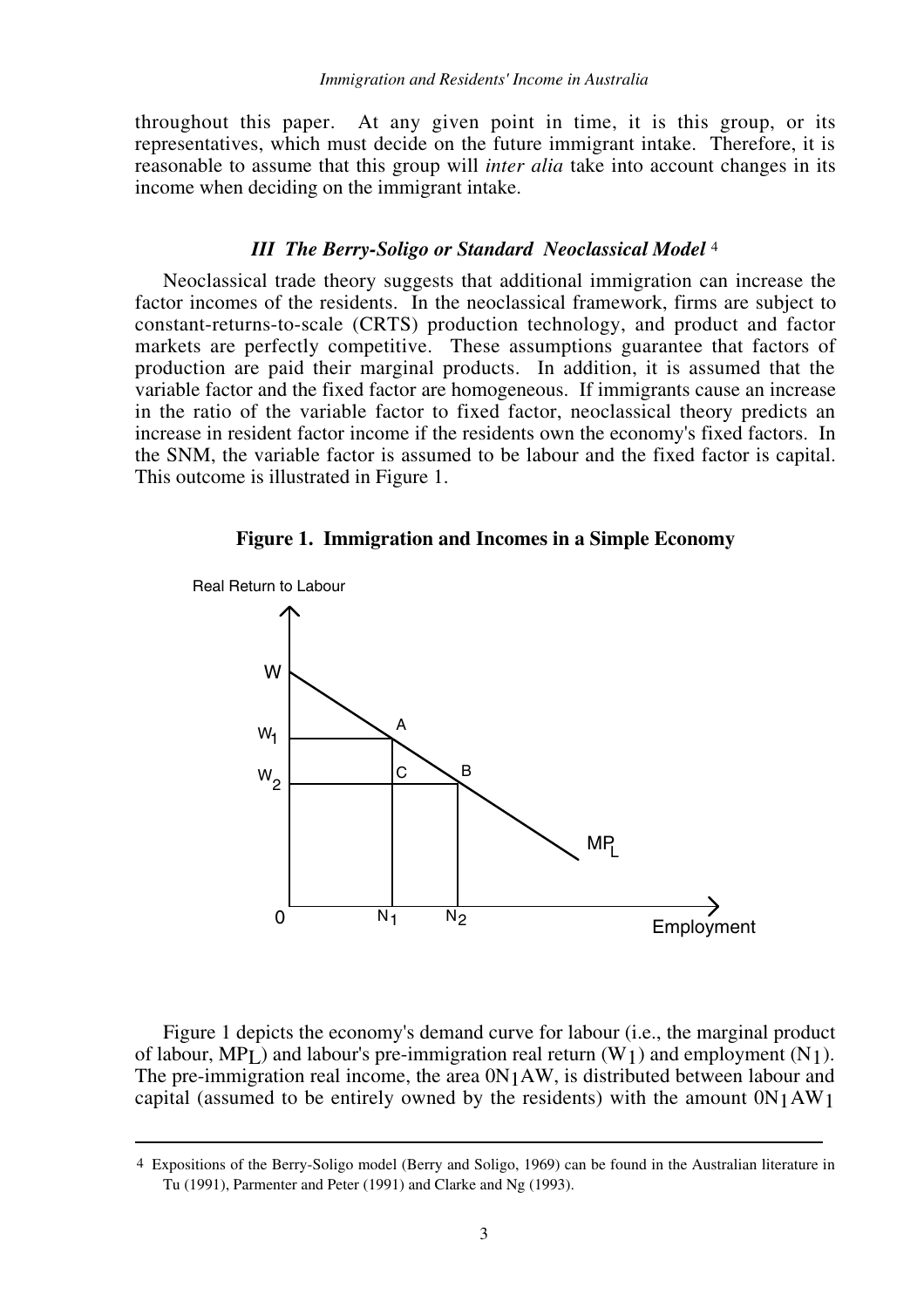throughout this paper. At any given point in time, it is this group, or its representatives, which must decide on the future immigrant intake. Therefore, it is reasonable to assume that this group will *inter alia* take into account changes in its income when deciding on the immigrant intake.

### *III The Berry-Soligo or Standard Neoclassical Model* [4]

Neoclassical trade theory suggests that additional immigration can increase the factor incomes of the residents. In the neoclassical framework, firms are subject to constant-returns-to-scale (CRTS) production technology, and product and factor markets are perfectly competitive. These assumptions guarantee that factors of production are paid their marginal products. In addition, it is assumed that the variable factor and the fixed factor are homogeneous. If immigrants cause an increase in the ratio of the variable factor to fixed factor, neoclassical theory predicts an increase in resident factor income if the residents own the economy's fixed factors. In the SNM, the variable factor is assumed to be labour and the fixed factor is capital. This outcome is illustrated in Figure 1.

**Figure 1. Immigration and Incomes in a Simple Economy**

Figure 1 depicts the economy's demand curve for labour (i.e., the marginal product of labour, $MP_L$) and labour's pre-immigration real return ($W_1$) and employment ($N_1$). The pre-immigration real income, the area $0N_1AW$, is distributed between labour and capital (assumed to be entirely owned by the residents) with the amount $0N_1AW_1$

---

[4] Expositions of the Berry-Soligo model (Berry and Soligo, 1969) can be found in the Australian literature in Tu (1991), Parmenter and Peter (1991) and Clarke and Ng (1993).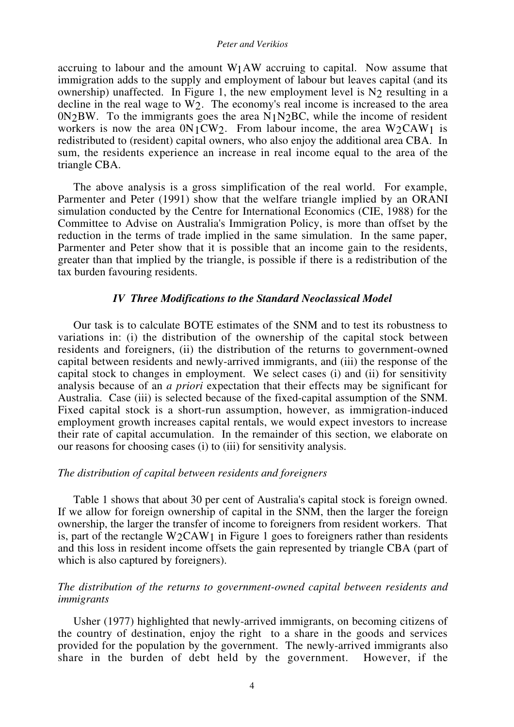accruing to labour and the amount $W_1AW$ accruing to capital. Now assume that immigration adds to the supply and employment of labour but leaves capital (and its ownership) unaffected. In Figure 1, the new employment level is $N_2$ resulting in a decline in the real wage to $W_2$. The economy's real income is increased to the area $0N_2BW$. To the immigrants goes the area $N_1N_2BC$, while the income of resident workers is now the area $0N_1CW_2$. From labour income, the area $W_2CAW_1$ is redistributed to (resident) capital owners, who also enjoy the additional area CBA. In sum, the residents experience an increase in real income equal to the area of the triangle CBA.

The above analysis is a gross simplification of the real world. For example, Parmenter and Peter (1991) show that the welfare triangle implied by an ORANI simulation conducted by the Centre for International Economics (CIE, 1988) for the Committee to Advise on Australia's Immigration Policy, is more than offset by the reduction in the terms of trade implied in the same simulation. In the same paper, Parmenter and Peter show that it is possible that an income gain to the residents, greater than that implied by the triangle, is possible if there is a redistribution of the tax burden favouring residents.

## *IV Three Modifications to the Standard Neoclassical Model*

Our task is to calculate BOTE estimates of the SNM and to test its robustness to variations in: (i) the distribution of the ownership of the capital stock between residents and foreigners, (ii) the distribution of the returns to government-owned capital between residents and newly-arrived immigrants, and (iii) the response of the capital stock to changes in employment. We select cases (i) and (ii) for sensitivity analysis because of an *a priori* expectation that their effects may be significant for Australia. Case (iii) is selected because of the fixed-capital assumption of the SNM. Fixed capital stock is a short-run assumption, however, as immigration-induced employment growth increases capital rentals, we would expect investors to increase their rate of capital accumulation. In the remainder of this section, we elaborate on our reasons for choosing cases (i) to (iii) for sensitivity analysis.

### *The distribution of capital between residents and foreigners*

Table 1 shows that about 30 per cent of Australia's capital stock is foreign owned. If we allow for foreign ownership of capital in the SNM, then the larger the foreign ownership, the larger the transfer of income to foreigners from resident workers. That is, part of the rectangle $W_2CAW_1$ in Figure 1 goes to foreigners rather than residents and this loss in resident income offsets the gain represented by triangle CBA (part of which is also captured by foreigners).

### *The distribution of the returns to government-owned capital between residents and immigrants*

Usher (1977) highlighted that newly-arrived immigrants, on becoming citizens of the country of destination, enjoy the right to a share in the goods and services provided for the population by the government. The newly-arrived immigrants also share in the burden of debt held by the government. However, if the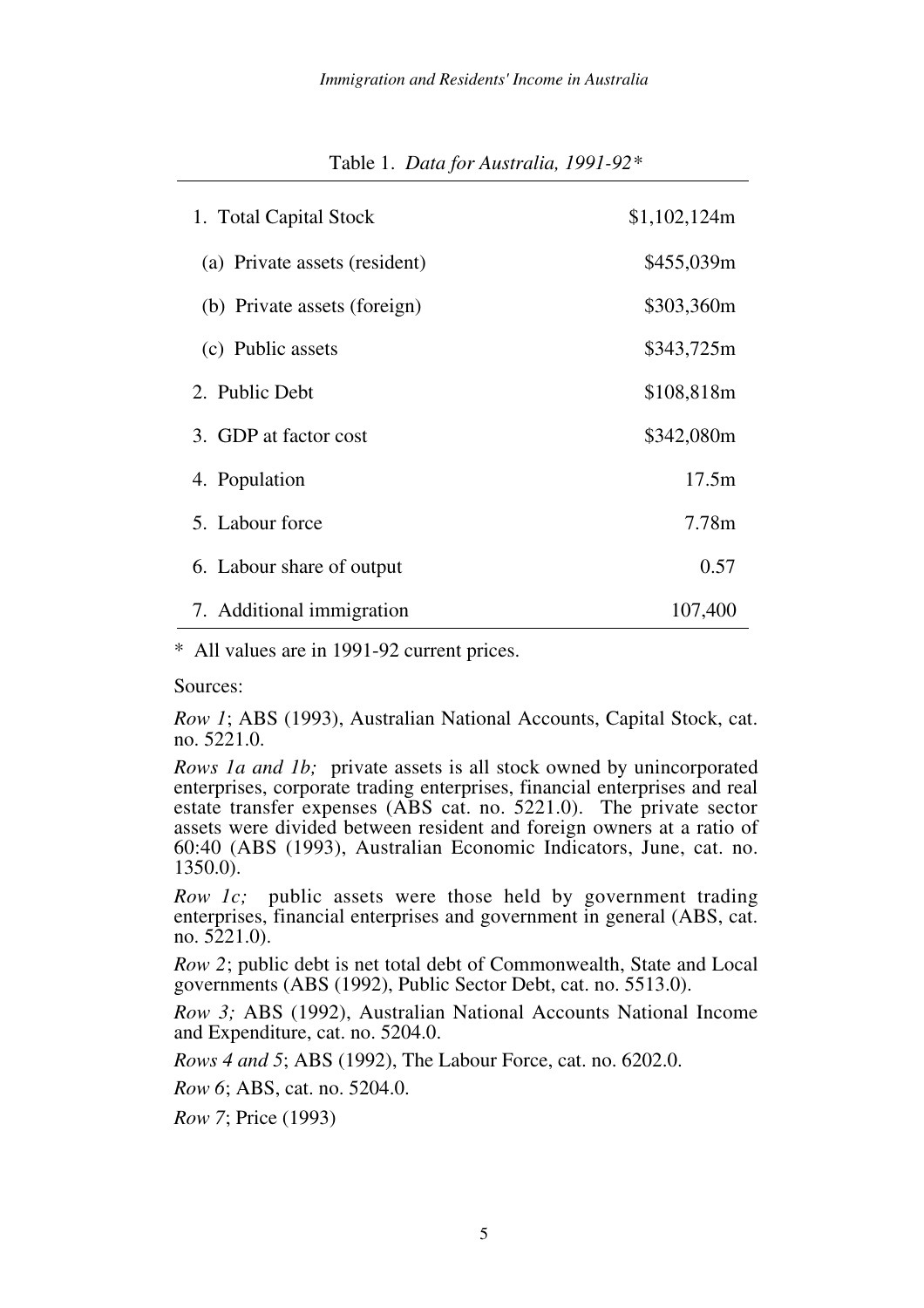Table 1. *Data for Australia, 1991-92\**

| | |
|---|---|
| 1. Total Capital Stock | \$1,102,124m |
| (a) Private assets (resident) | \$455,039m |
| (b) Private assets (foreign) | \$303,360m |
| (c) Public assets | \$343,725m |
| 2. Public Debt | \$108,818m |
| 3. GDP at factor cost | \$342,080m |
| 4. Population | 17.5m |
| 5. Labour force | 7.78m |
| 6. Labour share of output | 0.57 |
| 7. Additional immigration | 107,400 |

\* All values are in 1991-92 current prices.

Sources:

*Row 1*; ABS (1993), Australian National Accounts, Capital Stock, cat. no. 5221.0.

*Rows 1a and 1b;* private assets is all stock owned by unincorporated enterprises, corporate trading enterprises, financial enterprises and real estate transfer expenses (ABS cat. no. 5221.0). The private sector assets were divided between resident and foreign owners at a ratio of 60:40 (ABS (1993), Australian Economic Indicators, June, cat. no. 1350.0).

*Row 1c;* public assets were those held by government trading enterprises, financial enterprises and government in general (ABS, cat. no. 5221.0).

*Row 2*; public debt is net total debt of Commonwealth, State and Local governments (ABS (1992), Public Sector Debt, cat. no. 5513.0).

*Row 3;* ABS (1992), Australian National Accounts National Income and Expenditure, cat. no. 5204.0.

*Rows 4 and 5*; ABS (1992), The Labour Force, cat. no. 6202.0.

*Row 6*; ABS, cat. no. 5204.0.

*Row 7*; Price (1993)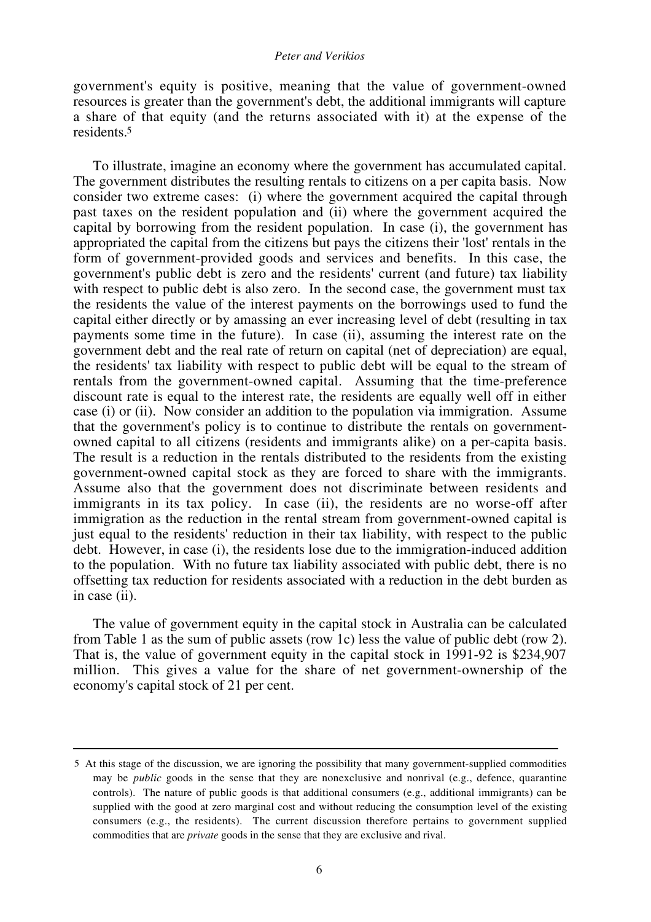government's equity is positive, meaning that the value of government-owned resources is greater than the government's debt, the additional immigrants will capture a share of that equity (and the returns associated with it) at the expense of the residents.[5]

To illustrate, imagine an economy where the government has accumulated capital. The government distributes the resulting rentals to citizens on a per capita basis. Now consider two extreme cases: (i) where the government acquired the capital through past taxes on the resident population and (ii) where the government acquired the capital by borrowing from the resident population. In case (i), the government has appropriated the capital from the citizens but pays the citizens their 'lost' rentals in the form of government-provided goods and services and benefits. In this case, the government's public debt is zero and the residents' current (and future) tax liability with respect to public debt is also zero. In the second case, the government must tax the residents the value of the interest payments on the borrowings used to fund the capital either directly or by amassing an ever increasing level of debt (resulting in tax payments some time in the future). In case (ii), assuming the interest rate on the government debt and the real rate of return on capital (net of depreciation) are equal, the residents' tax liability with respect to public debt will be equal to the stream of rentals from the government-owned capital. Assuming that the time-preference discount rate is equal to the interest rate, the residents are equally well off in either case (i) or (ii). Now consider an addition to the population via immigration. Assume that the government's policy is to continue to distribute the rentals on government-owned capital to all citizens (residents and immigrants alike) on a per-capita basis. The result is a reduction in the rentals distributed to the residents from the existing government-owned capital stock as they are forced to share with the immigrants. Assume also that the government does not discriminate between residents and immigrants in its tax policy. In case (ii), the residents are no worse-off after immigration as the reduction in the rental stream from government-owned capital is just equal to the residents' reduction in their tax liability, with respect to the public debt. However, in case (i), the residents lose due to the immigration-induced addition to the population. With no future tax liability associated with public debt, there is no offsetting tax reduction for residents associated with a reduction in the debt burden as in case (ii).

The value of government equity in the capital stock in Australia can be calculated from Table 1 as the sum of public assets (row 1c) less the value of public debt (row 2). That is, the value of government equity in the capital stock in 1991-92 is $234,907 million. This gives a value for the share of net government-ownership of the economy's capital stock of 21 per cent.

---

5 At this stage of the discussion, we are ignoring the possibility that many government-supplied commodities may be *public* goods in the sense that they are nonexclusive and nonrival (e.g., defence, quarantine controls). The nature of public goods is that additional consumers (e.g., additional immigrants) can be supplied with the good at zero marginal cost and without reducing the consumption level of the existing consumers (e.g., the residents). The current discussion therefore pertains to government supplied commodities that are *private* goods in the sense that they are exclusive and rival.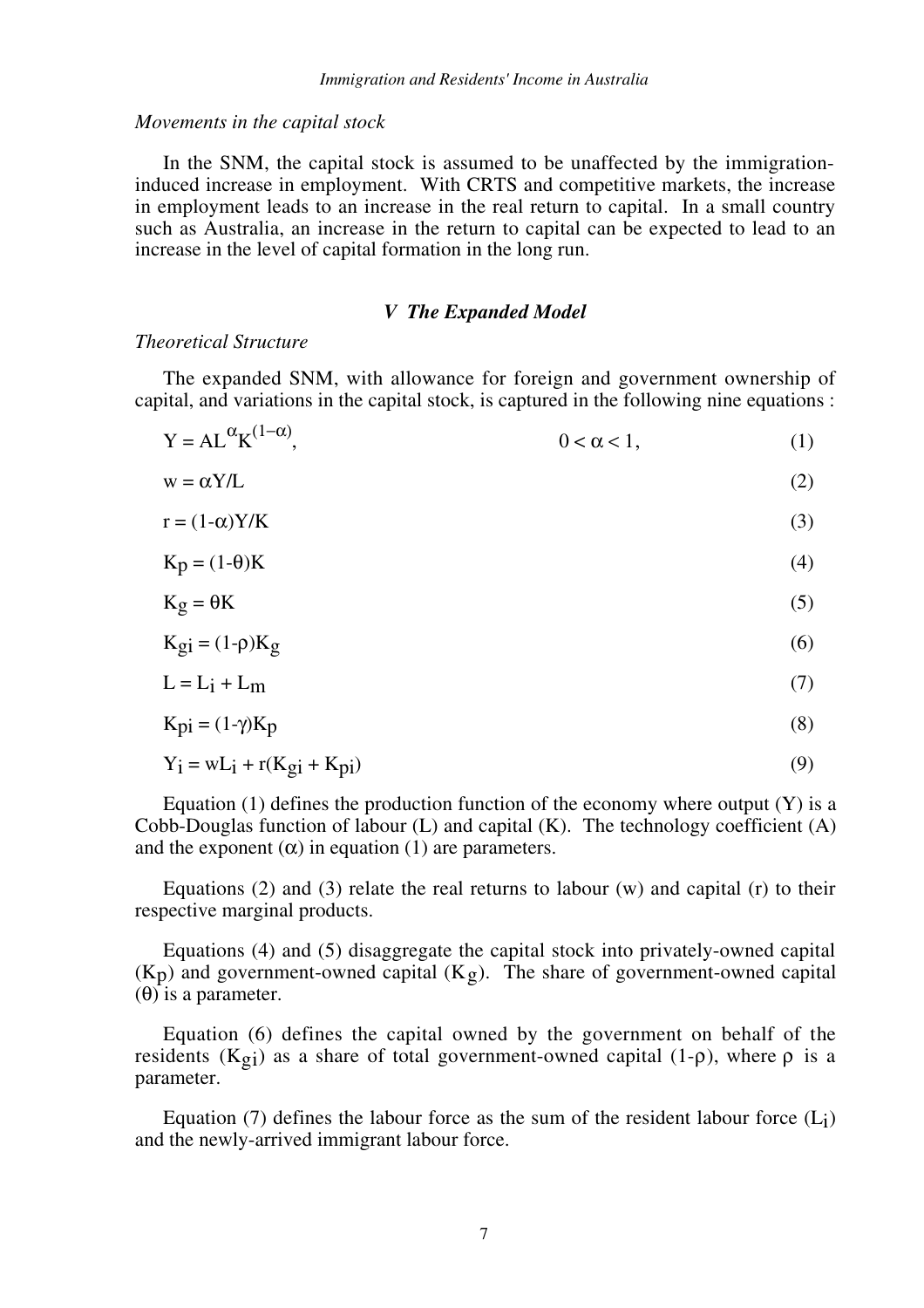*Movements in the capital stock*

In the SNM, the capital stock is assumed to be unaffected by the immigration-induced increase in employment. With CRTS and competitive markets, the increase in employment leads to an increase in the real return to capital. In a small country such as Australia, an increase in the return to capital can be expected to lead to an increase in the level of capital formation in the long run.

## *V The Expanded Model*

*Theoretical Structure*

The expanded SNM, with allowance for foreign and government ownership of capital, and variations in the capital stock, is captured in the following nine equations :

$$Y = AL^{\alpha}K^{(1-\alpha)}, \qquad 0 < \alpha < 1, \tag{1}$$

$$w = \alpha Y/L \tag{2}$$

$$r = (1-\alpha)Y/K \tag{3}$$

$$K_p = (1-\theta)K \tag{4}$$

$$K_g = \theta K \tag{5}$$

$$K_{gi} = (1-\rho)K_g \tag{6}$$

$$L = L_i + L_m \tag{7}$$

$$K_{pi} = (1-\gamma)K_p \tag{8}$$

$$Y_i = wL_i + r(K_{gi} + K_{pi}) \tag{9}$$

Equation (1) defines the production function of the economy where output (Y) is a Cobb-Douglas function of labour (L) and capital (K). The technology coefficient (A) and the exponent ($\alpha$) in equation (1) are parameters.

Equations (2) and (3) relate the real returns to labour (w) and capital (r) to their respective marginal products.

Equations (4) and (5) disaggregate the capital stock into privately-owned capital ($K_p$) and government-owned capital ($K_g$). The share of government-owned capital ($\theta$) is a parameter.

Equation (6) defines the capital owned by the government on behalf of the residents ($K_{gi}$) as a share of total government-owned capital ($1-\rho$), where $\rho$ is a parameter.

Equation (7) defines the labour force as the sum of the resident labour force ($L_i$) and the newly-arrived immigrant labour force.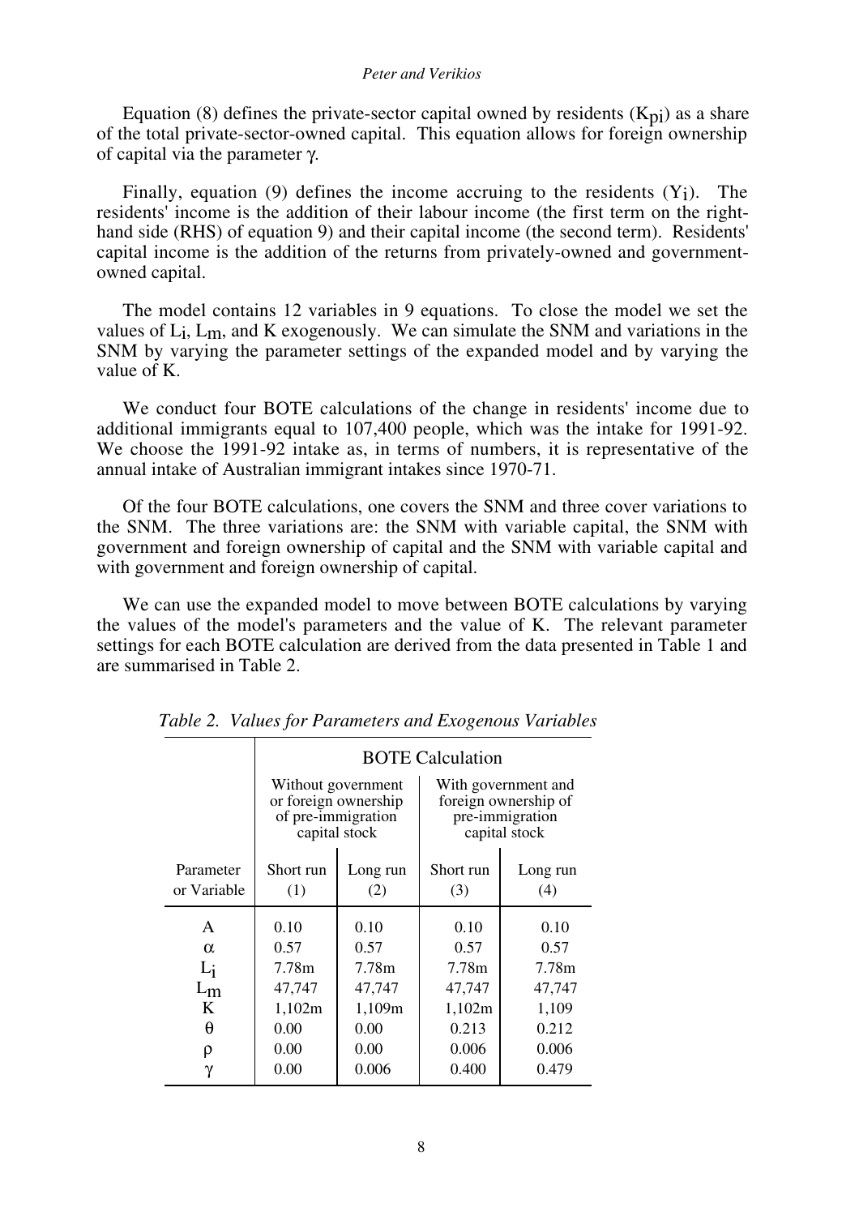Equation (8) defines the private-sector capital owned by residents ($K_{pi}$) as a share of the total private-sector-owned capital. This equation allows for foreign ownership of capital via the parameter $\gamma$.

Finally, equation (9) defines the income accruing to the residents ($Y_i$). The residents' income is the addition of their labour income (the first term on the right-hand side (RHS) of equation 9) and their capital income (the second term). Residents' capital income is the addition of the returns from privately-owned and government-owned capital.

The model contains 12 variables in 9 equations. To close the model we set the values of $L_i$, $L_m$, and K exogenously. We can simulate the SNM and variations in the SNM by varying the parameter settings of the expanded model and by varying the value of K.

We conduct four BOTE calculations of the change in residents' income due to additional immigrants equal to 107,400 people, which was the intake for 1991-92. We choose the 1991-92 intake as, in terms of numbers, it is representative of the annual intake of Australian immigrant intakes since 1970-71.

Of the four BOTE calculations, one covers the SNM and three cover variations to the SNM. The three variations are: the SNM with variable capital, the SNM with government and foreign ownership of capital and the SNM with variable capital and with government and foreign ownership of capital.

We can use the expanded model to move between BOTE calculations by varying the values of the model's parameters and the value of K. The relevant parameter settings for each BOTE calculation are derived from the data presented in Table 1 and are summarised in Table 2.

*Table 2. Values for Parameters and Exogenous Variables*

| | BOTE Calculation | | | |
|---|---|---|---|---|
| | Without government or foreign ownership of pre-immigration capital stock | | With government and foreign ownership of pre-immigration capital stock | |
| Parameter or Variable | Short run (1) | Long run (2) | Short run (3) | Long run (4) |
| A | 0.10 | 0.10 | 0.10 | 0.10 |
| $\alpha$ | 0.57 | 0.57 | 0.57 | 0.57 |
| $L_i$ | 7.78m | 7.78m | 7.78m | 7.78m |
| $L_m$ | 47,747 | 47,747 | 47,747 | 47,747 |
| K | 1,102m | 1,109m | 1,102m | 1,109 |
| $\theta$ | 0.00 | 0.00 | 0.213 | 0.212 |
| $\rho$ | 0.00 | 0.00 | 0.006 | 0.006 |
| $\gamma$ | 0.00 | 0.006 | 0.400 | 0.479 |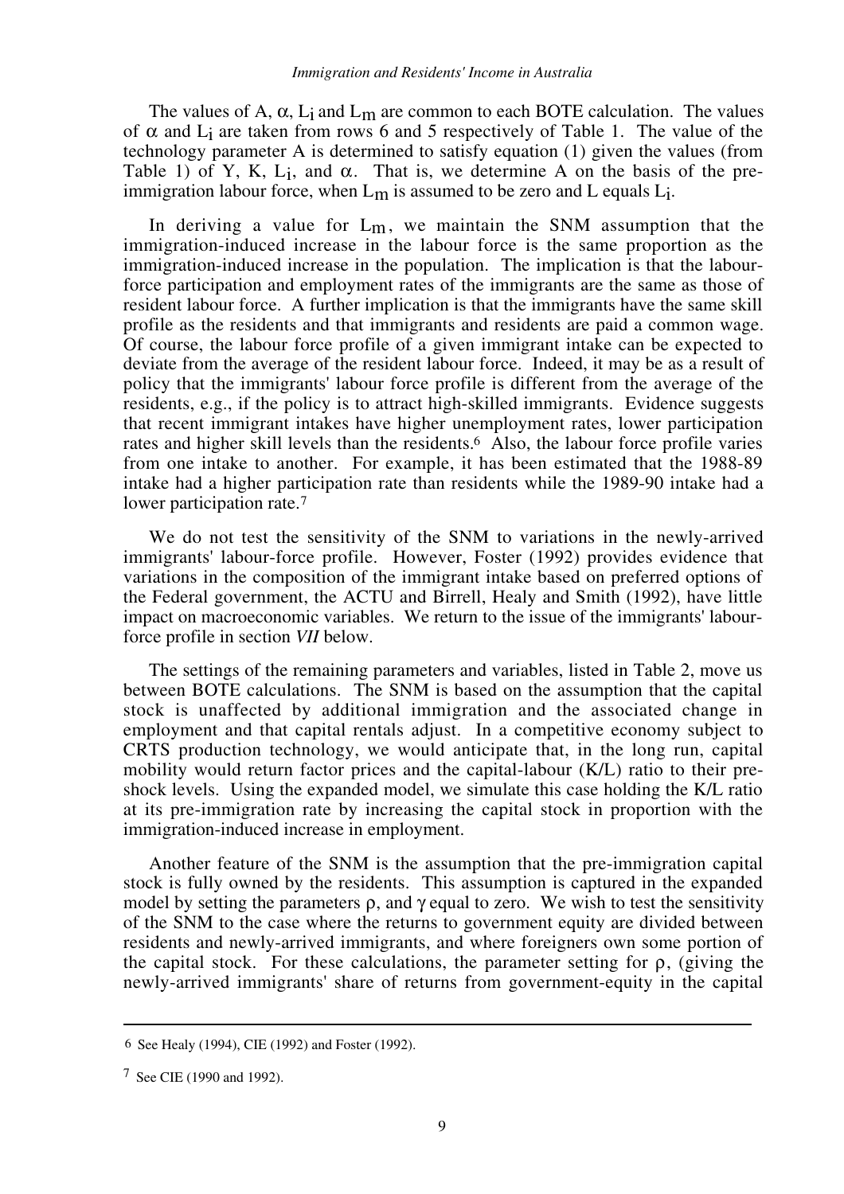The values of A, $\alpha$, $L_i$ and $L_m$ are common to each BOTE calculation. The values of $\alpha$ and $L_i$ are taken from rows 6 and 5 respectively of Table 1. The value of the technology parameter A is determined to satisfy equation (1) given the values (from Table 1) of Y, K, $L_i$, and $\alpha$. That is, we determine A on the basis of the pre-immigration labour force, when $L_m$ is assumed to be zero and L equals $L_i$.

In deriving a value for $L_m$, we maintain the SNM assumption that the immigration-induced increase in the labour force is the same proportion as the immigration-induced increase in the population. The implication is that the labour-force participation and employment rates of the immigrants are the same as those of resident labour force. A further implication is that the immigrants have the same skill profile as the residents and that immigrants and residents are paid a common wage. Of course, the labour force profile of a given immigrant intake can be expected to deviate from the average of the resident labour force. Indeed, it may be as a result of policy that the immigrants' labour force profile is different from the average of the residents, e.g., if the policy is to attract high-skilled immigrants. Evidence suggests that recent immigrant intakes have higher unemployment rates, lower participation rates and higher skill levels than the residents.[6] Also, the labour force profile varies from one intake to another. For example, it has been estimated that the 1988-89 intake had a higher participation rate than residents while the 1989-90 intake had a lower participation rate.[7]

We do not test the sensitivity of the SNM to variations in the newly-arrived immigrants' labour-force profile. However, Foster (1992) provides evidence that variations in the composition of the immigrant intake based on preferred options of the Federal government, the ACTU and Birrell, Healy and Smith (1992), have little impact on macroeconomic variables. We return to the issue of the immigrants' labour-force profile in section *VII* below.

The settings of the remaining parameters and variables, listed in Table 2, move us between BOTE calculations. The SNM is based on the assumption that the capital stock is unaffected by additional immigration and the associated change in employment and that capital rentals adjust. In a competitive economy subject to CRTS production technology, we would anticipate that, in the long run, capital mobility would return factor prices and the capital-labour (K/L) ratio to their pre-shock levels. Using the expanded model, we simulate this case holding the K/L ratio at its pre-immigration rate by increasing the capital stock in proportion with the immigration-induced increase in employment.

Another feature of the SNM is the assumption that the pre-immigration capital stock is fully owned by the residents. This assumption is captured in the expanded model by setting the parameters $\rho$, and $\gamma$ equal to zero. We wish to test the sensitivity of the SNM to the case where the returns to government equity are divided between residents and newly-arrived immigrants, and where foreigners own some portion of the capital stock. For these calculations, the parameter setting for $\rho$, (giving the newly-arrived immigrants' share of returns from government-equity in the capital

---

6 See Healy (1994), CIE (1992) and Foster (1992).

7 See CIE (1990 and 1992).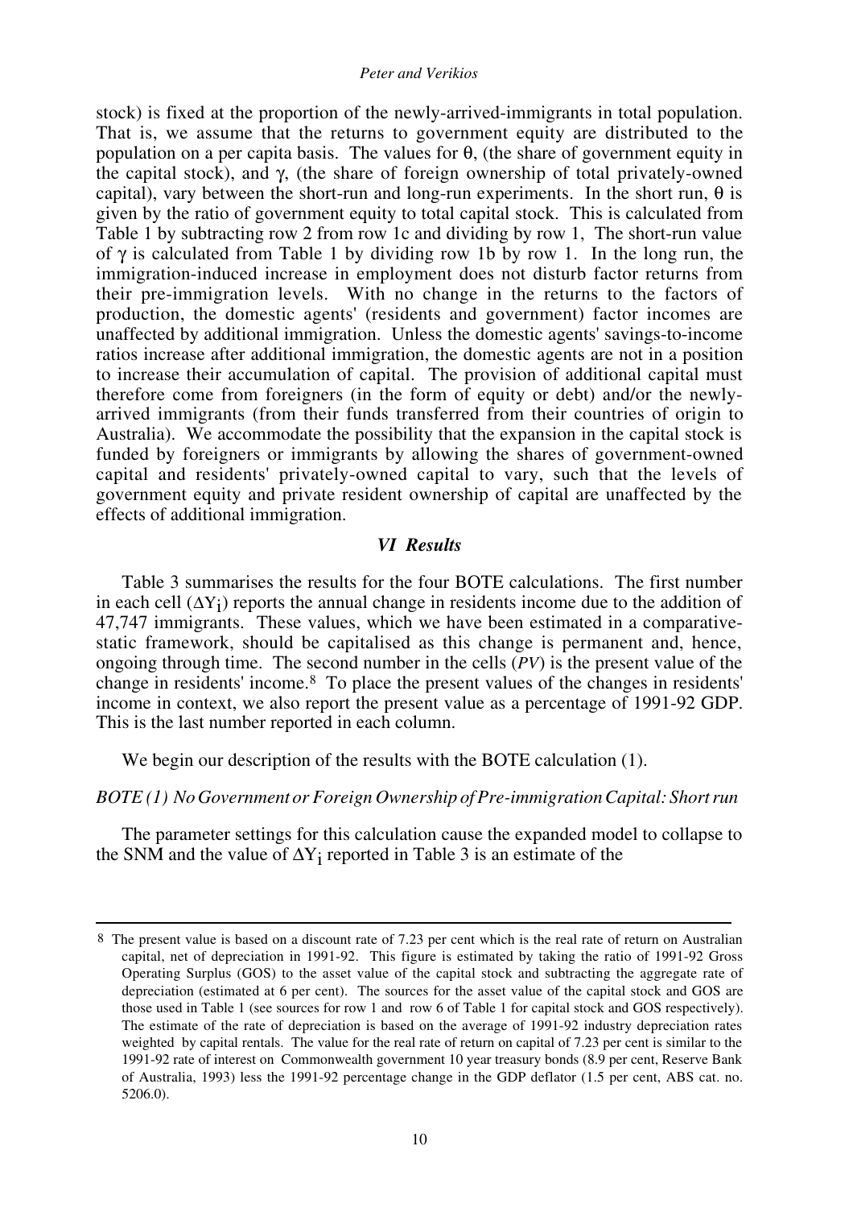stock) is fixed at the proportion of the newly-arrived-immigrants in total population. That is, we assume that the returns to government equity are distributed to the population on a per capita basis. The values for $\theta$, (the share of government equity in the capital stock), and $\gamma$, (the share of foreign ownership of total privately-owned capital), vary between the short-run and long-run experiments. In the short run, $\theta$ is given by the ratio of government equity to total capital stock. This is calculated from Table 1 by subtracting row 2 from row 1c and dividing by row 1, The short-run value of $\gamma$ is calculated from Table 1 by dividing row 1b by row 1. In the long run, the immigration-induced increase in employment does not disturb factor returns from their pre-immigration levels. With no change in the returns to the factors of production, the domestic agents' (residents and government) factor incomes are unaffected by additional immigration. Unless the domestic agents' savings-to-income ratios increase after additional immigration, the domestic agents are not in a position to increase their accumulation of capital. The provision of additional capital must therefore come from foreigners (in the form of equity or debt) and/or the newly-arrived immigrants (from their funds transferred from their countries of origin to Australia). We accommodate the possibility that the expansion in the capital stock is funded by foreigners or immigrants by allowing the shares of government-owned capital and residents' privately-owned capital to vary, such that the levels of government equity and private resident ownership of capital are unaffected by the effects of additional immigration.

## *VI Results*

Table 3 summarises the results for the four BOTE calculations. The first number in each cell ($\Delta Y_i$) reports the annual change in residents income due to the addition of 47,747 immigrants. These values, which we have been estimated in a comparative-static framework, should be capitalised as this change is permanent and, hence, ongoing through time. The second number in the cells (*PV*) is the present value of the change in residents' income.[8] To place the present values of the changes in residents' income in context, we also report the present value as a percentage of 1991-92 GDP. This is the last number reported in each column.

We begin our description of the results with the BOTE calculation (1).

*BOTE (1) No Government or Foreign Ownership of Pre-immigration Capital: Short run*

The parameter settings for this calculation cause the expanded model to collapse to the SNM and the value of $\Delta Y_i$ reported in Table 3 is an estimate of the

---

[8] The present value is based on a discount rate of 7.23 per cent which is the real rate of return on Australian capital, net of depreciation in 1991-92. This figure is estimated by taking the ratio of 1991-92 Gross Operating Surplus (GOS) to the asset value of the capital stock and subtracting the aggregate rate of depreciation (estimated at 6 per cent). The sources for the asset value of the capital stock and GOS are those used in Table 1 (see sources for row 1 and row 6 of Table 1 for capital stock and GOS respectively). The estimate of the rate of depreciation is based on the average of 1991-92 industry depreciation rates weighted by capital rentals. The value for the real rate of return on capital of 7.23 per cent is similar to the 1991-92 rate of interest on Commonwealth government 10 year treasury bonds (8.9 per cent, Reserve Bank of Australia, 1993) less the 1991-92 percentage change in the GDP deflator (1.5 per cent, ABS cat. no. 5206.0).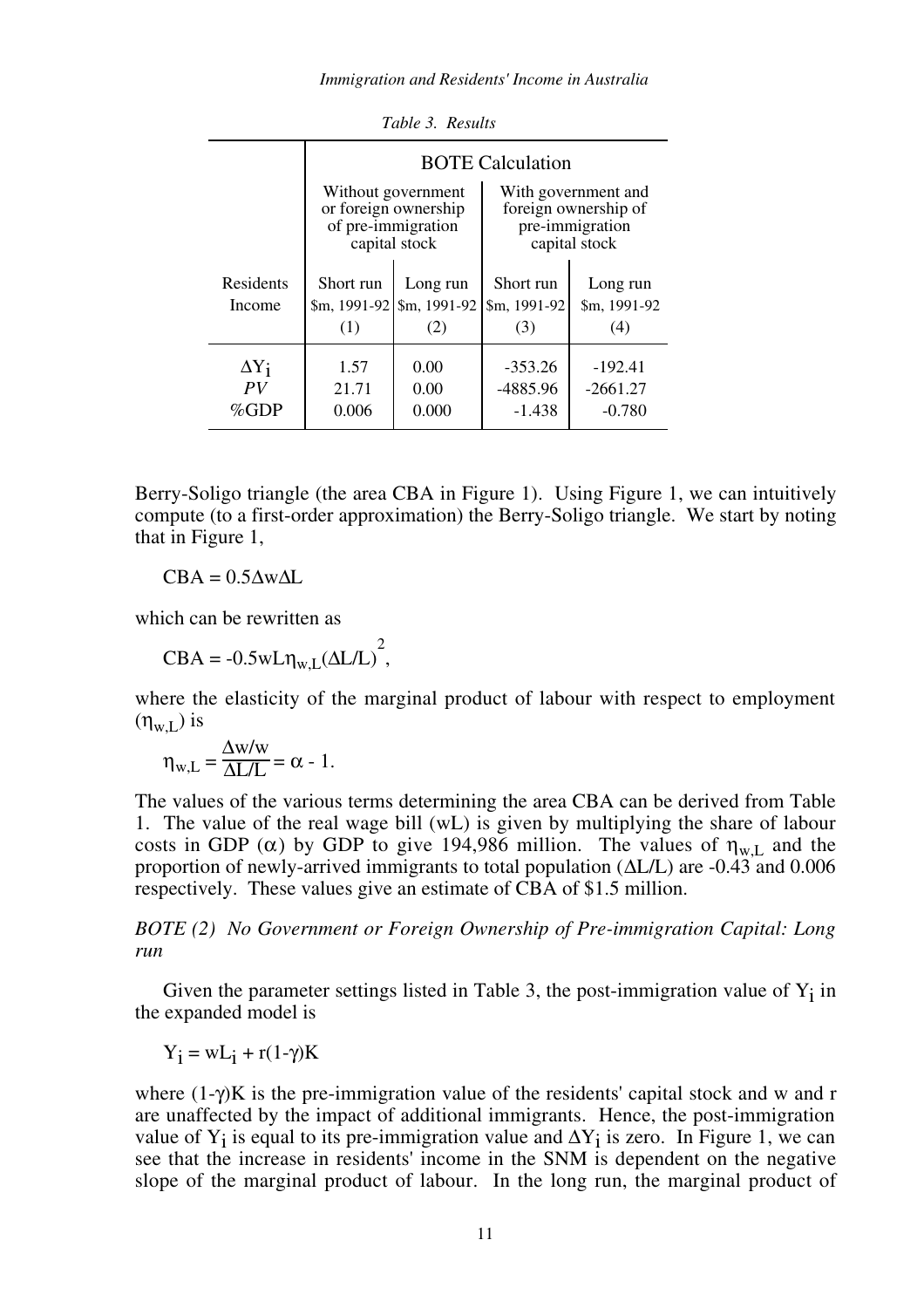*Table 3. Results*

| | BOTE Calculation | | | |
|---|---|---|---|---|
| | Without government or foreign ownership of pre-immigration capital stock | | With government and foreign ownership of pre-immigration capital stock | |
| Residents Income | Short run \$m, 1991-92 (1) | Long run \$m, 1991-92 (2) | Short run \$m, 1991-92 (3) | Long run \$m, 1991-92 (4) |
| $\Delta Y_i$ | 1.57 | 0.00 | -353.26 | -192.41 |
| *PV* | 21.71 | 0.00 | -4885.96 | -2661.27 |
| %GDP | 0.006 | 0.000 | -1.438 | -0.780 |

Berry-Soligo triangle (the area CBA in Figure 1). Using Figure 1, we can intuitively compute (to a first-order approximation) the Berry-Soligo triangle. We start by noting that in Figure 1,

$$CBA = 0.5\Delta w \Delta L$$

which can be rewritten as

$$CBA = -0.5wL\eta_{w,L}(\Delta L/L)^2,$$

where the elasticity of the marginal product of labour with respect to employment ($\eta_{w,L}$) is

$$\eta_{w,L} = \frac{\Delta w/w}{\Delta L/L} = \alpha - 1.$$

The values of the various terms determining the area CBA can be derived from Table 1. The value of the real wage bill (wL) is given by multiplying the share of labour costs in GDP ($\alpha$) by GDP to give 194,986 million. The values of $\eta_{w,L}$ and the proportion of newly-arrived immigrants to total population ($\Delta L/L$) are -0.43 and 0.006 respectively. These values give an estimate of CBA of \$1.5 million.

*BOTE (2) No Government or Foreign Ownership of Pre-immigration Capital: Long run*

Given the parameter settings listed in Table 3, the post-immigration value of $Y_i$ in the expanded model is

$$Y_i = wL_i + r(1-\gamma)K$$

where $(1-\gamma)K$ is the pre-immigration value of the residents' capital stock and w and r are unaffected by the impact of additional immigrants. Hence, the post-immigration value of $Y_i$ is equal to its pre-immigration value and $\Delta Y_i$ is zero. In Figure 1, we can see that the increase in residents' income in the SNM is dependent on the negative slope of the marginal product of labour. In the long run, the marginal product of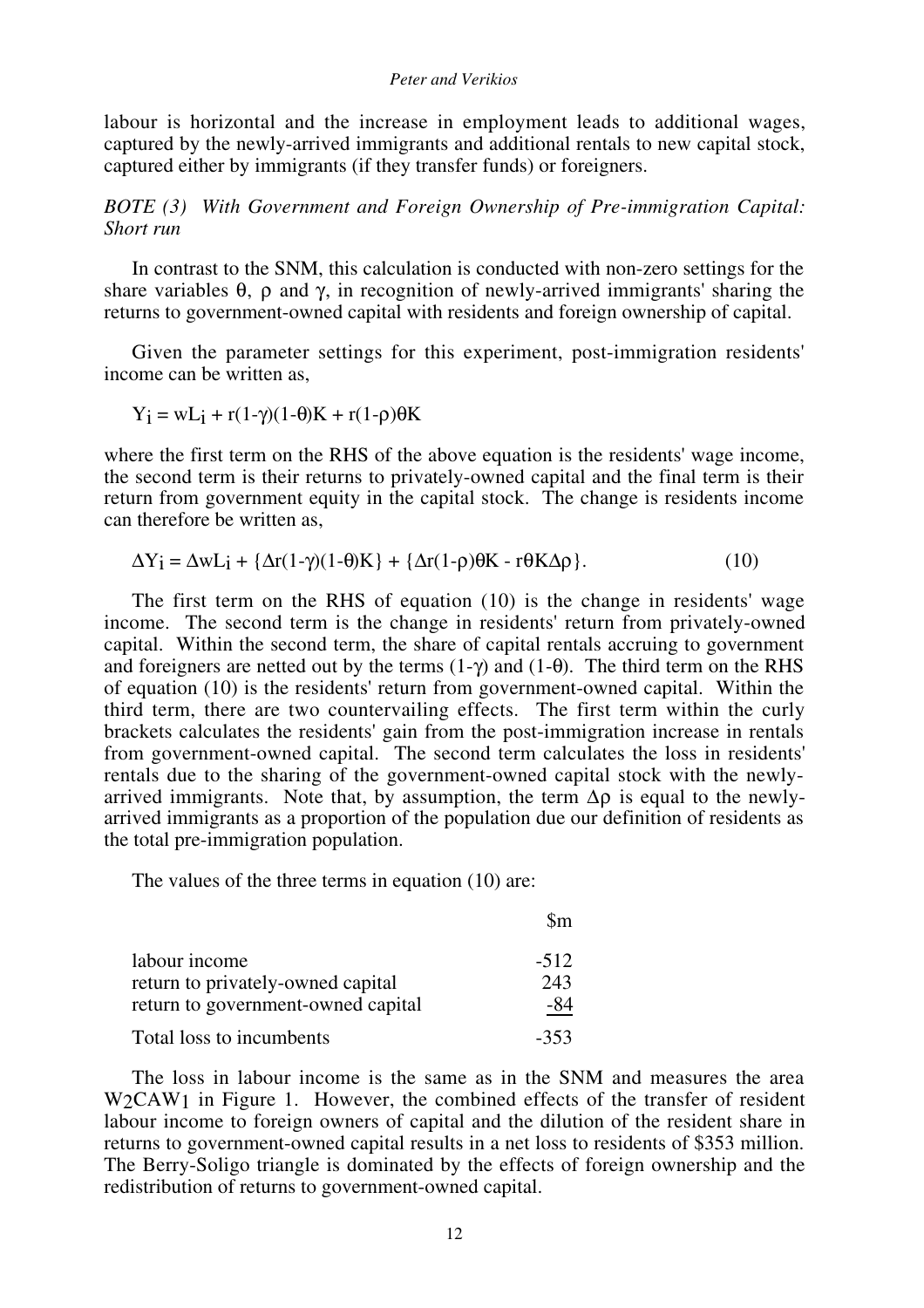labour is horizontal and the increase in employment leads to additional wages, captured by the newly-arrived immigrants and additional rentals to new capital stock, captured either by immigrants (if they transfer funds) or foreigners.

*BOTE (3) With Government and Foreign Ownership of Pre-immigration Capital: Short run*

In contrast to the SNM, this calculation is conducted with non-zero settings for the share variables $\theta$, $\rho$ and $\gamma$, in recognition of newly-arrived immigrants' sharing the returns to government-owned capital with residents and foreign ownership of capital.

Given the parameter settings for this experiment, post-immigration residents' income can be written as,

$$Y_i = wL_i + r(1\text{-}\gamma)(1\text{-}\theta)K + r(1\text{-}\rho)\theta K$$

where the first term on the RHS of the above equation is the residents' wage income, the second term is their returns to privately-owned capital and the final term is their return from government equity in the capital stock. The change is residents income can therefore be written as,

$$\Delta Y_i = \Delta wL_i + \{\Delta r(1\text{-}\gamma)(1\text{-}\theta)K\} + \{\Delta r(1\text{-}\rho)\theta K - r\theta K\Delta\rho\}. \qquad (10)$$

The first term on the RHS of equation (10) is the change in residents' wage income. The second term is the change in residents' return from privately-owned capital. Within the second term, the share of capital rentals accruing to government and foreigners are netted out by the terms $(1\text{-}\gamma)$ and $(1\text{-}\theta)$. The third term on the RHS of equation (10) is the residents' return from government-owned capital. Within the third term, there are two countervailing effects. The first term within the curly brackets calculates the residents' gain from the post-immigration increase in rentals from government-owned capital. The second term calculates the loss in residents' rentals due to the sharing of the government-owned capital stock with the newly-arrived immigrants. Note that, by assumption, the term $\Delta\rho$ is equal to the newly-arrived immigrants as a proportion of the population due our definition of residents as the total pre-immigration population.

The values of the three terms in equation (10) are:

| | \$m |
|---|---|
| labour income | -512 |
| return to privately-owned capital | 243 |
| return to government-owned capital | -84 |
| Total loss to incumbents | -353 |

The loss in labour income is the same as in the SNM and measures the area $W_2CAW_1$ in Figure 1. However, the combined effects of the transfer of resident labour income to foreign owners of capital and the dilution of the resident share in returns to government-owned capital results in a net loss to residents of \$353 million. The Berry-Soligo triangle is dominated by the effects of foreign ownership and the redistribution of returns to government-owned capital.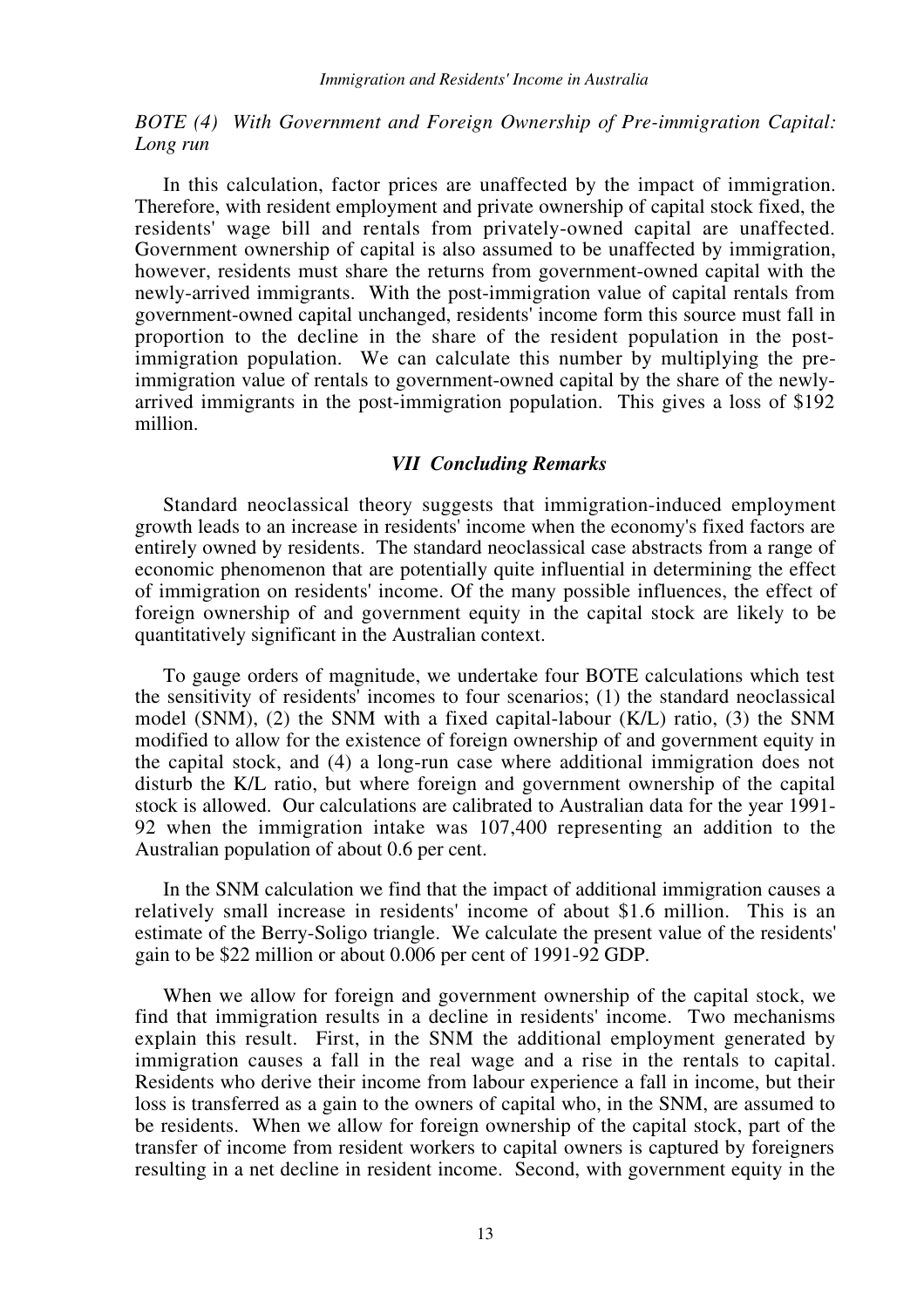*BOTE (4) With Government and Foreign Ownership of Pre-immigration Capital: Long run*

In this calculation, factor prices are unaffected by the impact of immigration. Therefore, with resident employment and private ownership of capital stock fixed, the residents' wage bill and rentals from privately-owned capital are unaffected. Government ownership of capital is also assumed to be unaffected by immigration, however, residents must share the returns from government-owned capital with the newly-arrived immigrants. With the post-immigration value of capital rentals from government-owned capital unchanged, residents' income form this source must fall in proportion to the decline in the share of the resident population in the post-immigration population. We can calculate this number by multiplying the pre-immigration value of rentals to government-owned capital by the share of the newly-arrived immigrants in the post-immigration population. This gives a loss of $192 million.

## *VII Concluding Remarks*

Standard neoclassical theory suggests that immigration-induced employment growth leads to an increase in residents' income when the economy's fixed factors are entirely owned by residents. The standard neoclassical case abstracts from a range of economic phenomenon that are potentially quite influential in determining the effect of immigration on residents' income. Of the many possible influences, the effect of foreign ownership of and government equity in the capital stock are likely to be quantitatively significant in the Australian context.

To gauge orders of magnitude, we undertake four BOTE calculations which test the sensitivity of residents' incomes to four scenarios; (1) the standard neoclassical model (SNM), (2) the SNM with a fixed capital-labour (K/L) ratio, (3) the SNM modified to allow for the existence of foreign ownership of and government equity in the capital stock, and (4) a long-run case where additional immigration does not disturb the K/L ratio, but where foreign and government ownership of the capital stock is allowed. Our calculations are calibrated to Australian data for the year 1991-92 when the immigration intake was 107,400 representing an addition to the Australian population of about 0.6 per cent.

In the SNM calculation we find that the impact of additional immigration causes a relatively small increase in residents' income of about $1.6 million. This is an estimate of the Berry-Soligo triangle. We calculate the present value of the residents' gain to be $22 million or about 0.006 per cent of 1991-92 GDP.

When we allow for foreign and government ownership of the capital stock, we find that immigration results in a decline in residents' income. Two mechanisms explain this result. First, in the SNM the additional employment generated by immigration causes a fall in the real wage and a rise in the rentals to capital. Residents who derive their income from labour experience a fall in income, but their loss is transferred as a gain to the owners of capital who, in the SNM, are assumed to be residents. When we allow for foreign ownership of the capital stock, part of the transfer of income from resident workers to capital owners is captured by foreigners resulting in a net decline in resident income. Second, with government equity in the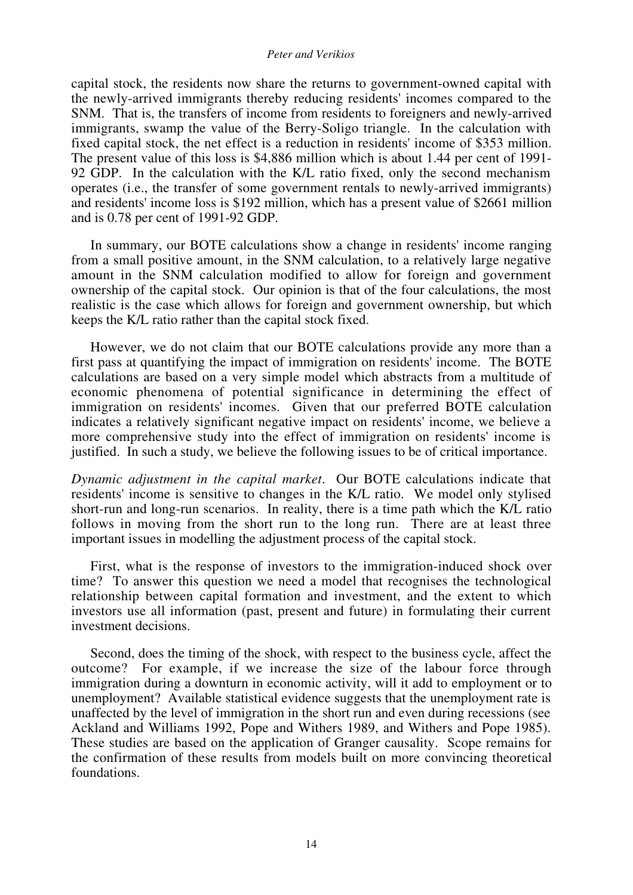capital stock, the residents now share the returns to government-owned capital with the newly-arrived immigrants thereby reducing residents' incomes compared to the SNM. That is, the transfers of income from residents to foreigners and newly-arrived immigrants, swamp the value of the Berry-Soligo triangle. In the calculation with fixed capital stock, the net effect is a reduction in residents' income of $353 million. The present value of this loss is $4,886 million which is about 1.44 per cent of 1991-92 GDP. In the calculation with the K/L ratio fixed, only the second mechanism operates (i.e., the transfer of some government rentals to newly-arrived immigrants) and residents' income loss is $192 million, which has a present value of $2661 million and is 0.78 per cent of 1991-92 GDP.

In summary, our BOTE calculations show a change in residents' income ranging from a small positive amount, in the SNM calculation, to a relatively large negative amount in the SNM calculation modified to allow for foreign and government ownership of the capital stock. Our opinion is that of the four calculations, the most realistic is the case which allows for foreign and government ownership, but which keeps the K/L ratio rather than the capital stock fixed.

However, we do not claim that our BOTE calculations provide any more than a first pass at quantifying the impact of immigration on residents' income. The BOTE calculations are based on a very simple model which abstracts from a multitude of economic phenomena of potential significance in determining the effect of immigration on residents' incomes. Given that our preferred BOTE calculation indicates a relatively significant negative impact on residents' income, we believe a more comprehensive study into the effect of immigration on residents' income is justified. In such a study, we believe the following issues to be of critical importance.

*Dynamic adjustment in the capital market*. Our BOTE calculations indicate that residents' income is sensitive to changes in the K/L ratio. We model only stylised short-run and long-run scenarios. In reality, there is a time path which the K/L ratio follows in moving from the short run to the long run. There are at least three important issues in modelling the adjustment process of the capital stock.

First, what is the response of investors to the immigration-induced shock over time? To answer this question we need a model that recognises the technological relationship between capital formation and investment, and the extent to which investors use all information (past, present and future) in formulating their current investment decisions.

Second, does the timing of the shock, with respect to the business cycle, affect the outcome? For example, if we increase the size of the labour force through immigration during a downturn in economic activity, will it add to employment or to unemployment? Available statistical evidence suggests that the unemployment rate is unaffected by the level of immigration in the short run and even during recessions (see Ackland and Williams 1992, Pope and Withers 1989, and Withers and Pope 1985). These studies are based on the application of Granger causality. Scope remains for the confirmation of these results from models built on more convincing theoretical foundations.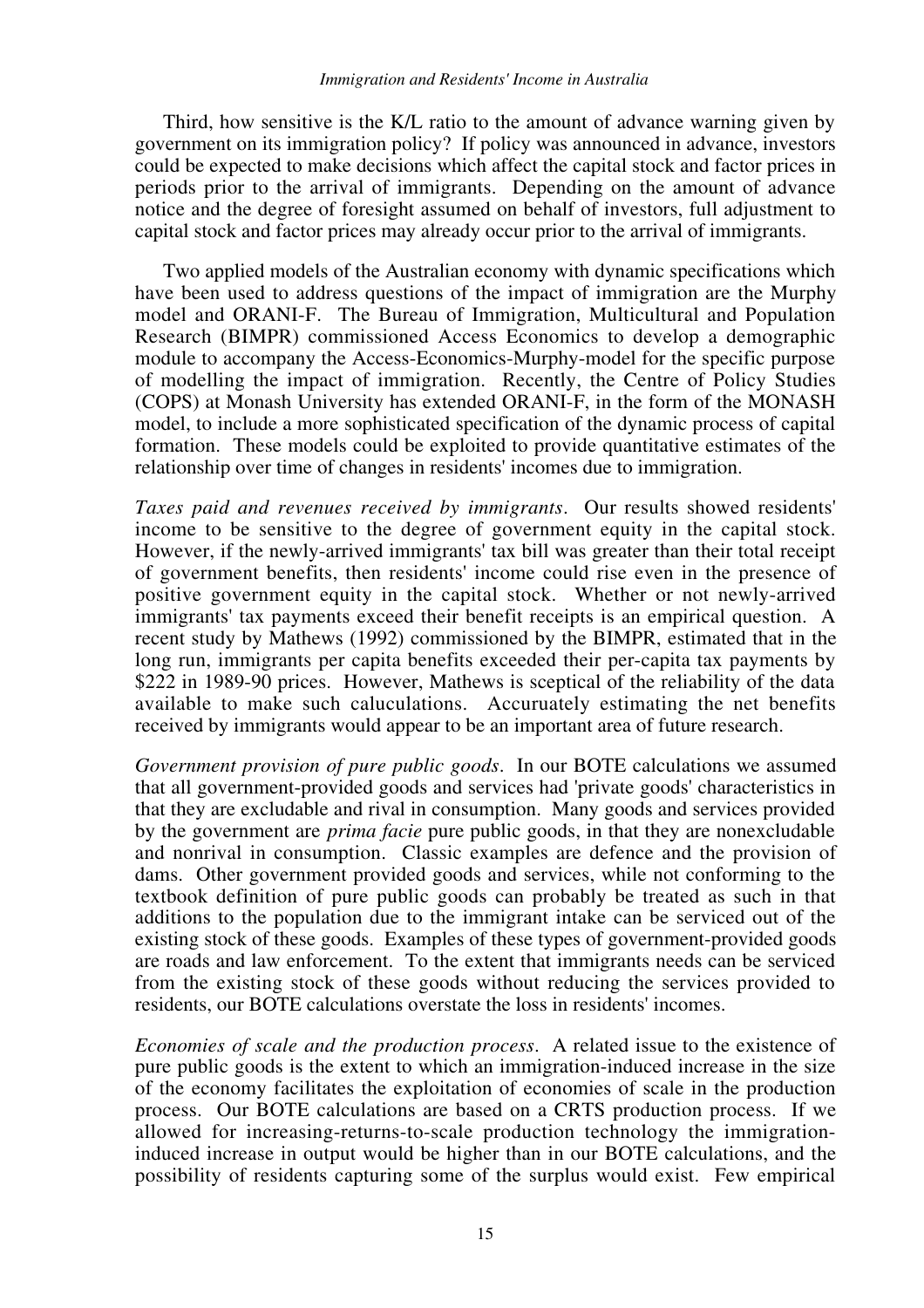Third, how sensitive is the K/L ratio to the amount of advance warning given by government on its immigration policy? If policy was announced in advance, investors could be expected to make decisions which affect the capital stock and factor prices in periods prior to the arrival of immigrants. Depending on the amount of advance notice and the degree of foresight assumed on behalf of investors, full adjustment to capital stock and factor prices may already occur prior to the arrival of immigrants.

Two applied models of the Australian economy with dynamic specifications which have been used to address questions of the impact of immigration are the Murphy model and ORANI-F. The Bureau of Immigration, Multicultural and Population Research (BIMPR) commissioned Access Economics to develop a demographic module to accompany the Access-Economics-Murphy-model for the specific purpose of modelling the impact of immigration. Recently, the Centre of Policy Studies (COPS) at Monash University has extended ORANI-F, in the form of the MONASH model, to include a more sophisticated specification of the dynamic process of capital formation. These models could be exploited to provide quantitative estimates of the relationship over time of changes in residents' incomes due to immigration.

*Taxes paid and revenues received by immigrants*. Our results showed residents' income to be sensitive to the degree of government equity in the capital stock. However, if the newly-arrived immigrants' tax bill was greater than their total receipt of government benefits, then residents' income could rise even in the presence of positive government equity in the capital stock. Whether or not newly-arrived immigrants' tax payments exceed their benefit receipts is an empirical question. A recent study by Mathews (1992) commissioned by the BIMPR, estimated that in the long run, immigrants per capita benefits exceeded their per-capita tax payments by $222 in 1989-90 prices. However, Mathews is sceptical of the reliability of the data available to make such caluculations. Accuruately estimating the net benefits received by immigrants would appear to be an important area of future research.

*Government provision of pure public goods*. In our BOTE calculations we assumed that all government-provided goods and services had 'private goods' characteristics in that they are excludable and rival in consumption. Many goods and services provided by the government are *prima facie* pure public goods, in that they are nonexcludable and nonrival in consumption. Classic examples are defence and the provision of dams. Other government provided goods and services, while not conforming to the textbook definition of pure public goods can probably be treated as such in that additions to the population due to the immigrant intake can be serviced out of the existing stock of these goods. Examples of these types of government-provided goods are roads and law enforcement. To the extent that immigrants needs can be serviced from the existing stock of these goods without reducing the services provided to residents, our BOTE calculations overstate the loss in residents' incomes.

*Economies of scale and the production process*. A related issue to the existence of pure public goods is the extent to which an immigration-induced increase in the size of the economy facilitates the exploitation of economies of scale in the production process. Our BOTE calculations are based on a CRTS production process. If we allowed for increasing-returns-to-scale production technology the immigration-induced increase in output would be higher than in our BOTE calculations, and the possibility of residents capturing some of the surplus would exist. Few empirical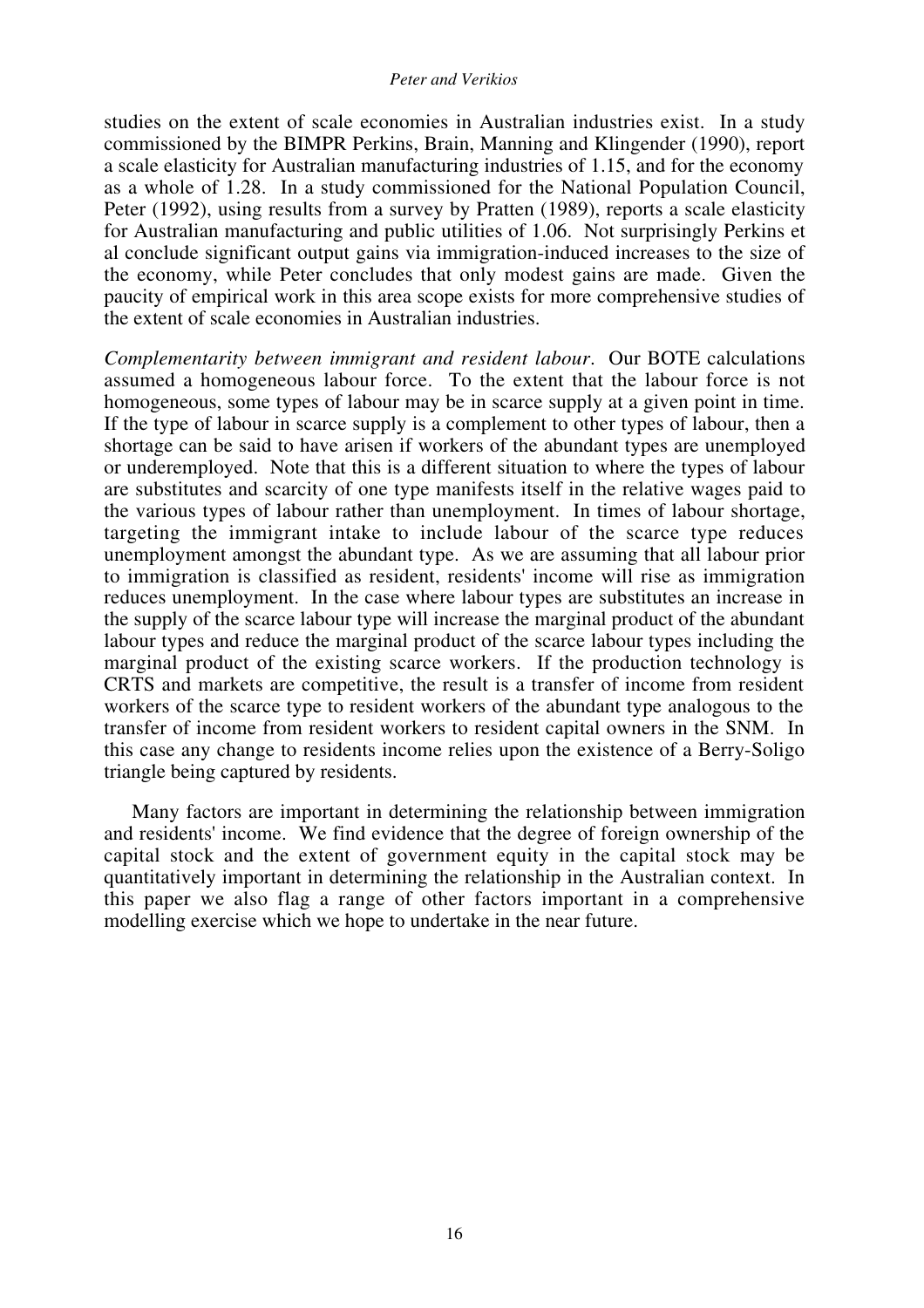studies on the extent of scale economies in Australian industries exist. In a study commissioned by the BIMPR Perkins, Brain, Manning and Klingender (1990), report a scale elasticity for Australian manufacturing industries of 1.15, and for the economy as a whole of 1.28. In a study commissioned for the National Population Council, Peter (1992), using results from a survey by Pratten (1989), reports a scale elasticity for Australian manufacturing and public utilities of 1.06. Not surprisingly Perkins et al conclude significant output gains via immigration-induced increases to the size of the economy, while Peter concludes that only modest gains are made. Given the paucity of empirical work in this area scope exists for more comprehensive studies of the extent of scale economies in Australian industries.

*Complementarity between immigrant and resident labour*. Our BOTE calculations assumed a homogeneous labour force. To the extent that the labour force is not homogeneous, some types of labour may be in scarce supply at a given point in time. If the type of labour in scarce supply is a complement to other types of labour, then a shortage can be said to have arisen if workers of the abundant types are unemployed or underemployed. Note that this is a different situation to where the types of labour are substitutes and scarcity of one type manifests itself in the relative wages paid to the various types of labour rather than unemployment. In times of labour shortage, targeting the immigrant intake to include labour of the scarce type reduces unemployment amongst the abundant type. As we are assuming that all labour prior to immigration is classified as resident, residents' income will rise as immigration reduces unemployment. In the case where labour types are substitutes an increase in the supply of the scarce labour type will increase the marginal product of the abundant labour types and reduce the marginal product of the scarce labour types including the marginal product of the existing scarce workers. If the production technology is CRTS and markets are competitive, the result is a transfer of income from resident workers of the scarce type to resident workers of the abundant type analogous to the transfer of income from resident workers to resident capital owners in the SNM. In this case any change to residents income relies upon the existence of a Berry-Soligo triangle being captured by residents.

Many factors are important in determining the relationship between immigration and residents' income. We find evidence that the degree of foreign ownership of the capital stock and the extent of government equity in the capital stock may be quantitatively important in determining the relationship in the Australian context. In this paper we also flag a range of other factors important in a comprehensive modelling exercise which we hope to undertake in the near future.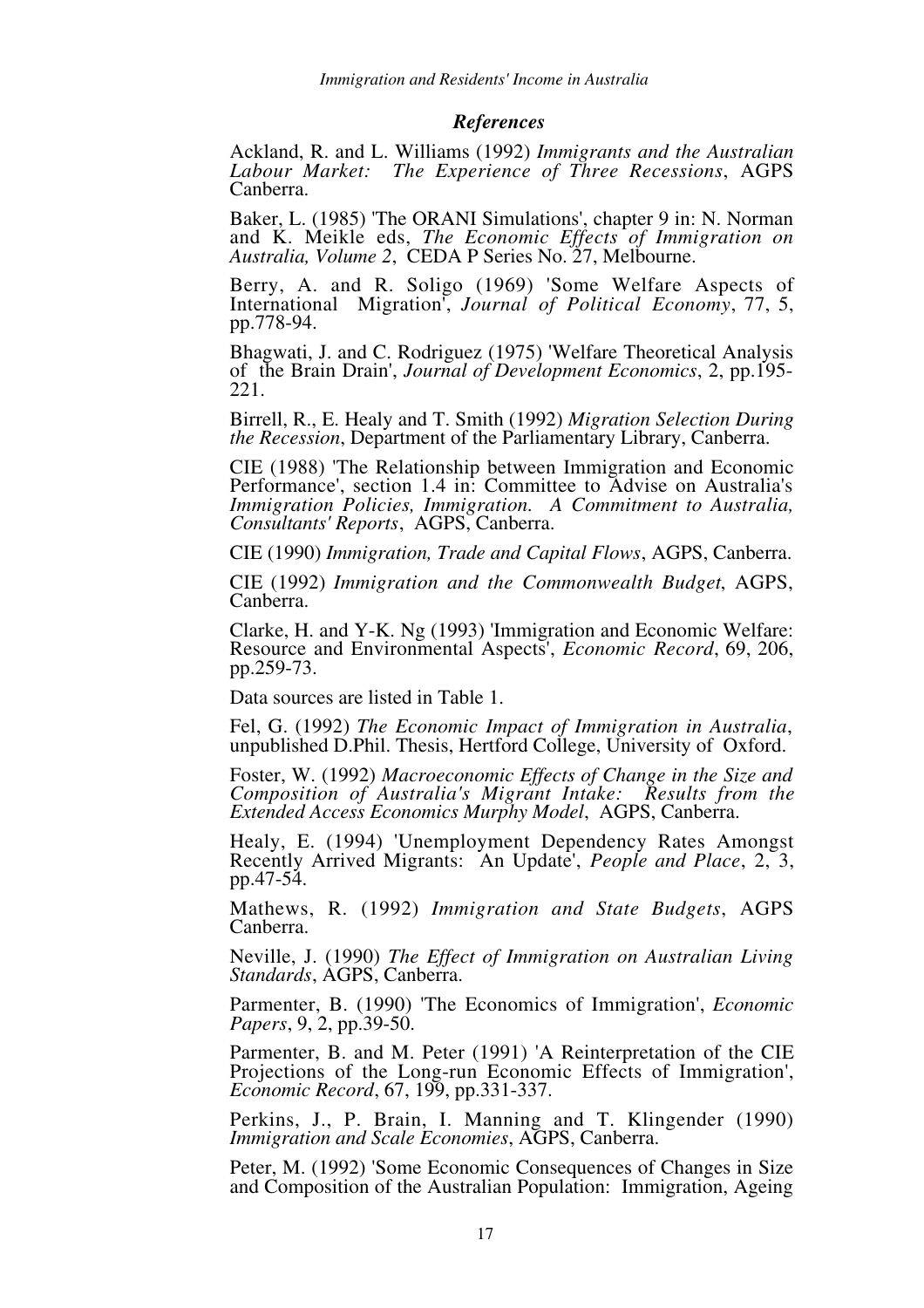### *References*

Ackland, R. and L. Williams (1992) *Immigrants and the Australian Labour Market: The Experience of Three Recessions*, AGPS Canberra.

Baker, L. (1985) 'The ORANI Simulations', chapter 9 in: N. Norman and K. Meikle eds, *The Economic Effects of Immigration on Australia, Volume 2*, CEDA P Series No. 27, Melbourne.

Berry, A. and R. Soligo (1969) 'Some Welfare Aspects of International Migration', *Journal of Political Economy*, 77, 5, pp.778-94.

Bhagwati, J. and C. Rodriguez (1975) 'Welfare Theoretical Analysis of the Brain Drain', *Journal of Development Economics*, 2, pp.195-221.

Birrell, R., E. Healy and T. Smith (1992) *Migration Selection During the Recession*, Department of the Parliamentary Library, Canberra.

CIE (1988) 'The Relationship between Immigration and Economic Performance', section 1.4 in: Committee to Advise on Australia's *Immigration Policies, Immigration. A Commitment to Australia, Consultants' Reports*, AGPS, Canberra.

CIE (1990) *Immigration, Trade and Capital Flows*, AGPS, Canberra.

CIE (1992) *Immigration and the Commonwealth Budget*, AGPS, Canberra.

Clarke, H. and Y-K. Ng (1993) 'Immigration and Economic Welfare: Resource and Environmental Aspects', *Economic Record*, 69, 206, pp.259-73.

Data sources are listed in Table 1.

Fel, G. (1992) *The Economic Impact of Immigration in Australia*, unpublished D.Phil. Thesis, Hertford College, University of Oxford.

Foster, W. (1992) *Macroeconomic Effects of Change in the Size and Composition of Australia's Migrant Intake: Results from the Extended Access Economics Murphy Model*, AGPS, Canberra.

Healy, E. (1994) 'Unemployment Dependency Rates Amongst Recently Arrived Migrants: An Update', *People and Place*, 2, 3, pp.47-54.

Mathews, R. (1992) *Immigration and State Budgets*, AGPS Canberra.

Neville, J. (1990) *The Effect of Immigration on Australian Living Standards*, AGPS, Canberra.

Parmenter, B. (1990) 'The Economics of Immigration', *Economic Papers*, 9, 2, pp.39-50.

Parmenter, B. and M. Peter (1991) 'A Reinterpretation of the CIE Projections of the Long-run Economic Effects of Immigration', *Economic Record*, 67, 199, pp.331-337.

Perkins, J., P. Brain, I. Manning and T. Klingender (1990) *Immigration and Scale Economies*, AGPS, Canberra.

Peter, M. (1992) 'Some Economic Consequences of Changes in Size and Composition of the Australian Population: Immigration, Ageing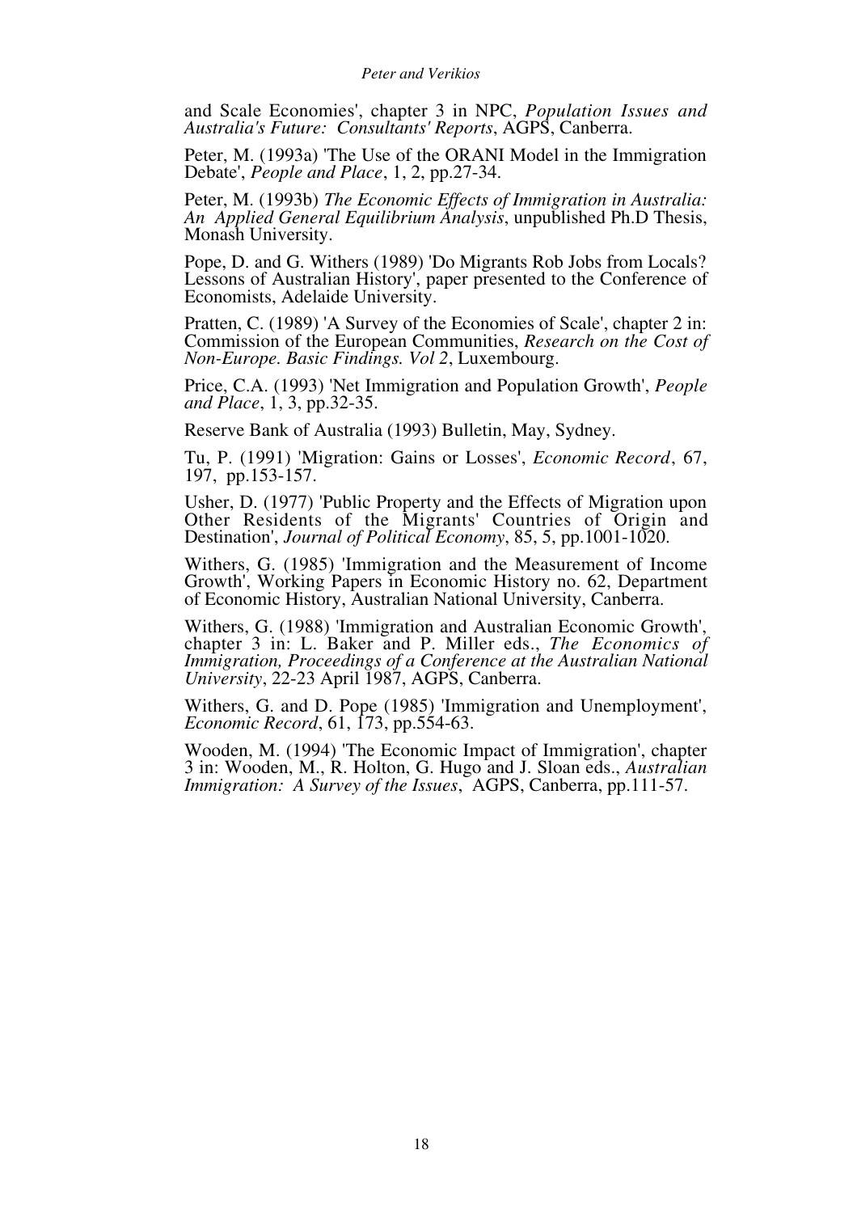and Scale Economies', chapter 3 in NPC, *Population Issues and Australia's Future: Consultants' Reports*, AGPS, Canberra.

Peter, M. (1993a) 'The Use of the ORANI Model in the Immigration Debate', *People and Place*, 1, 2, pp.27-34.

Peter, M. (1993b) *The Economic Effects of Immigration in Australia: An Applied General Equilibrium Analysis*, unpublished Ph.D Thesis, Monash University.

Pope, D. and G. Withers (1989) 'Do Migrants Rob Jobs from Locals? Lessons of Australian History', paper presented to the Conference of Economists, Adelaide University.

Pratten, C. (1989) 'A Survey of the Economies of Scale', chapter 2 in: Commission of the European Communities, *Research on the Cost of Non-Europe. Basic Findings. Vol 2*, Luxembourg.

Price, C.A. (1993) 'Net Immigration and Population Growth', *People and Place*, 1, 3, pp.32-35.

Reserve Bank of Australia (1993) Bulletin, May, Sydney.

Tu, P. (1991) 'Migration: Gains or Losses', *Economic Record*, 67, 197, pp.153-157.

Usher, D. (1977) 'Public Property and the Effects of Migration upon Other Residents of the Migrants' Countries of Origin and Destination', *Journal of Political Economy*, 85, 5, pp.1001-1020.

Withers, G. (1985) 'Immigration and the Measurement of Income Growth', Working Papers in Economic History no. 62, Department of Economic History, Australian National University, Canberra.

Withers, G. (1988) 'Immigration and Australian Economic Growth', chapter 3 in: L. Baker and P. Miller eds., *The Economics of Immigration, Proceedings of a Conference at the Australian National University*, 22-23 April 1987, AGPS, Canberra.

Withers, G. and D. Pope (1985) 'Immigration and Unemployment', *Economic Record*, 61, 173, pp.554-63.

Wooden, M. (1994) 'The Economic Impact of Immigration', chapter 3 in: Wooden, M., R. Holton, G. Hugo and J. Sloan eds., *Australian Immigration: A Survey of the Issues*, AGPS, Canberra, pp.111-57.